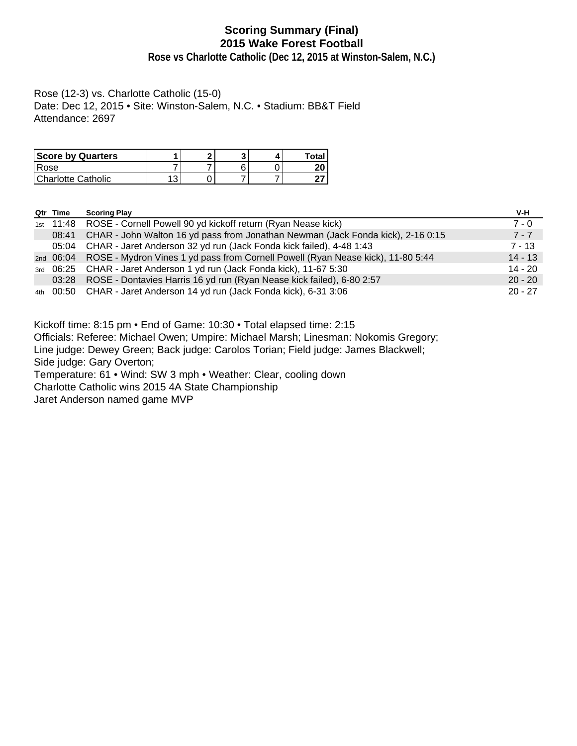# Scoring Summary (Final)
## 2015 Wake Forest Football
### Rose vs Charlotte Catholic (Dec 12, 2015 at Winston-Salem, N.C.)

Rose (12-3) vs. Charlotte Catholic (15-0)
Date: Dec 12, 2015 • Site: Winston-Salem, N.C. • Stadium: BB&T Field
Attendance: 2697

| Score by Quarters | 1 | 2 | 3 | 4 | Total |
|---|---|---|---|---|---|
| Rose | 7 | 7 | 6 | 0 | **20** |
| Charlotte Catholic | 13 | 0 | 7 | 7 | **27** |

| Qtr | Time | Scoring Play | V-H |
|---|---|---|---|
| 1st | 11:48 | ROSE - Cornell Powell 90 yd kickoff return (Ryan Nease kick) | 7 - 0 |
| | 08:41 | CHAR - John Walton 16 yd pass from Jonathan Newman (Jack Fonda kick), 2-16 0:15 | 7 - 7 |
| | 05:04 | CHAR - Jaret Anderson 32 yd run (Jack Fonda kick failed), 4-48 1:43 | 7 - 13 |
| 2nd | 06:04 | ROSE - Mydron Vines 1 yd pass from Cornell Powell (Ryan Nease kick), 11-80 5:44 | 14 - 13 |
| 3rd | 06:25 | CHAR - Jaret Anderson 1 yd run (Jack Fonda kick), 11-67 5:30 | 14 - 20 |
| | 03:28 | ROSE - Dontavies Harris 16 yd run (Ryan Nease kick failed), 6-80 2:57 | 20 - 20 |
| 4th | 00:50 | CHAR - Jaret Anderson 14 yd run (Jack Fonda kick), 6-31 3:06 | 20 - 27 |

Kickoff time: 8:15 pm • End of Game: 10:30 • Total elapsed time: 2:15
Officials: Referee: Michael Owen; Umpire: Michael Marsh; Linesman: Nokomis Gregory;
Line judge: Dewey Green; Back judge: Carolos Torian; Field judge: James Blackwell;
Side judge: Gary Overton;
Temperature: 61 • Wind: SW 3 mph • Weather: Clear, cooling down
Charlotte Catholic wins 2015 4A State Championship
Jaret Anderson named game MVP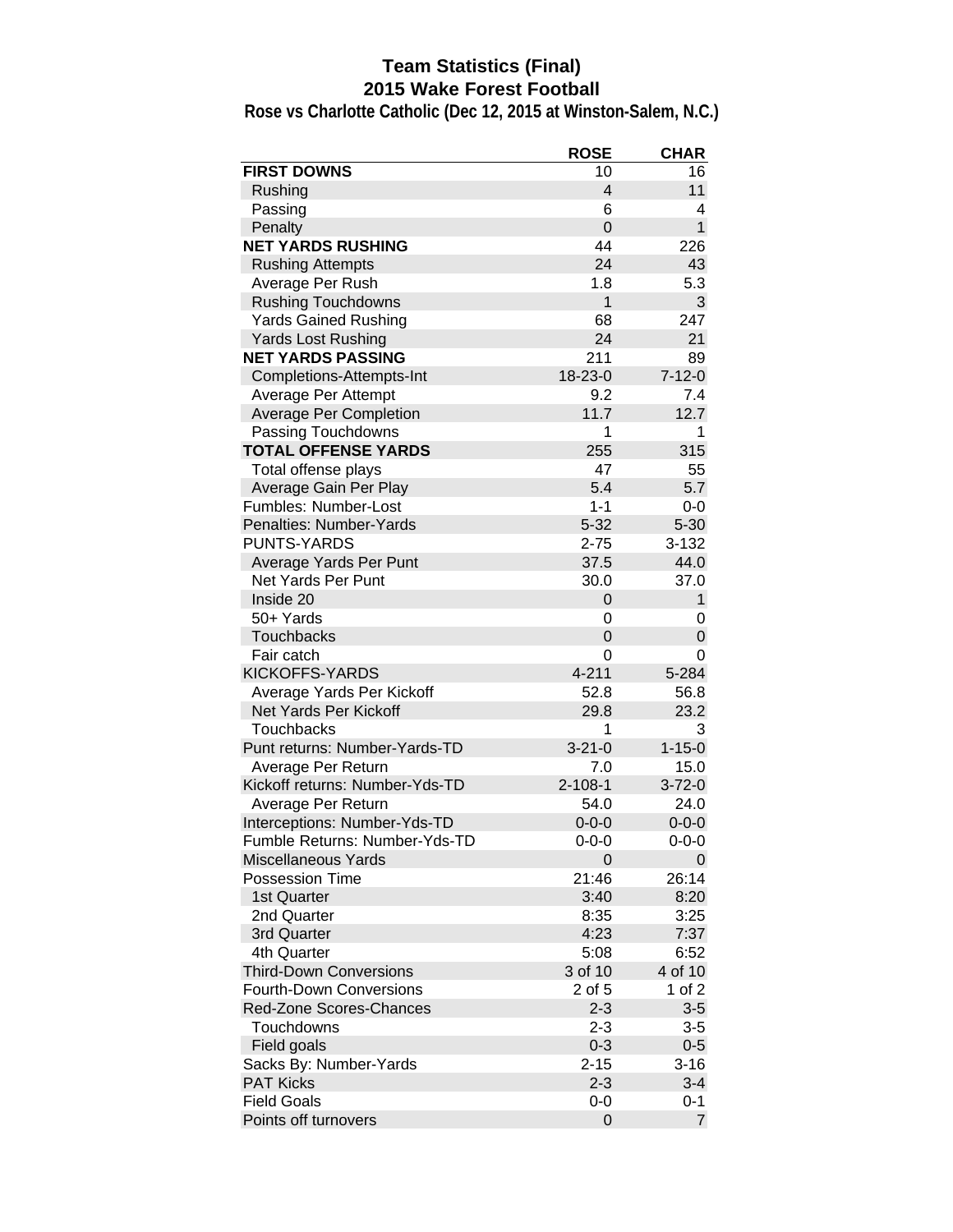# Team Statistics (Final)

## 2015 Wake Forest Football

### Rose vs Charlotte Catholic (Dec 12, 2015 at Winston-Salem, N.C.)

| | ROSE | CHAR |
|---|---|---|
| **FIRST DOWNS** | 10 | 16 |
| Rushing | 4 | 11 |
| Passing | 6 | 4 |
| Penalty | 0 | 1 |
| **NET YARDS RUSHING** | 44 | 226 |
| Rushing Attempts | 24 | 43 |
| Average Per Rush | 1.8 | 5.3 |
| Rushing Touchdowns | 1 | 3 |
| Yards Gained Rushing | 68 | 247 |
| Yards Lost Rushing | 24 | 21 |
| **NET YARDS PASSING** | 211 | 89 |
| Completions-Attempts-Int | 18-23-0 | 7-12-0 |
| Average Per Attempt | 9.2 | 7.4 |
| Average Per Completion | 11.7 | 12.7 |
| Passing Touchdowns | 1 | 1 |
| **TOTAL OFFENSE YARDS** | 255 | 315 |
| Total offense plays | 47 | 55 |
| Average Gain Per Play | 5.4 | 5.7 |
| Fumbles: Number-Lost | 1-1 | 0-0 |
| Penalties: Number-Yards | 5-32 | 5-30 |
| PUNTS-YARDS | 2-75 | 3-132 |
| Average Yards Per Punt | 37.5 | 44.0 |
| Net Yards Per Punt | 30.0 | 37.0 |
| Inside 20 | 0 | 1 |
| 50+ Yards | 0 | 0 |
| Touchbacks | 0 | 0 |
| Fair catch | 0 | 0 |
| KICKOFFS-YARDS | 4-211 | 5-284 |
| Average Yards Per Kickoff | 52.8 | 56.8 |
| Net Yards Per Kickoff | 29.8 | 23.2 |
| Touchbacks | 1 | 3 |
| Punt returns: Number-Yards-TD | 3-21-0 | 1-15-0 |
| Average Per Return | 7.0 | 15.0 |
| Kickoff returns: Number-Yds-TD | 2-108-1 | 3-72-0 |
| Average Per Return | 54.0 | 24.0 |
| Interceptions: Number-Yds-TD | 0-0-0 | 0-0-0 |
| Fumble Returns: Number-Yds-TD | 0-0-0 | 0-0-0 |
| Miscellaneous Yards | 0 | 0 |
| Possession Time | 21:46 | 26:14 |
| 1st Quarter | 3:40 | 8:20 |
| 2nd Quarter | 8:35 | 3:25 |
| 3rd Quarter | 4:23 | 7:37 |
| 4th Quarter | 5:08 | 6:52 |
| Third-Down Conversions | 3 of 10 | 4 of 10 |
| Fourth-Down Conversions | 2 of 5 | 1 of 2 |
| Red-Zone Scores-Chances | 2-3 | 3-5 |
| Touchdowns | 2-3 | 3-5 |
| Field goals | 0-3 | 0-5 |
| Sacks By: Number-Yards | 2-15 | 3-16 |
| PAT Kicks | 2-3 | 3-4 |
| Field Goals | 0-0 | 0-1 |
| Points off turnovers | 0 | 7 |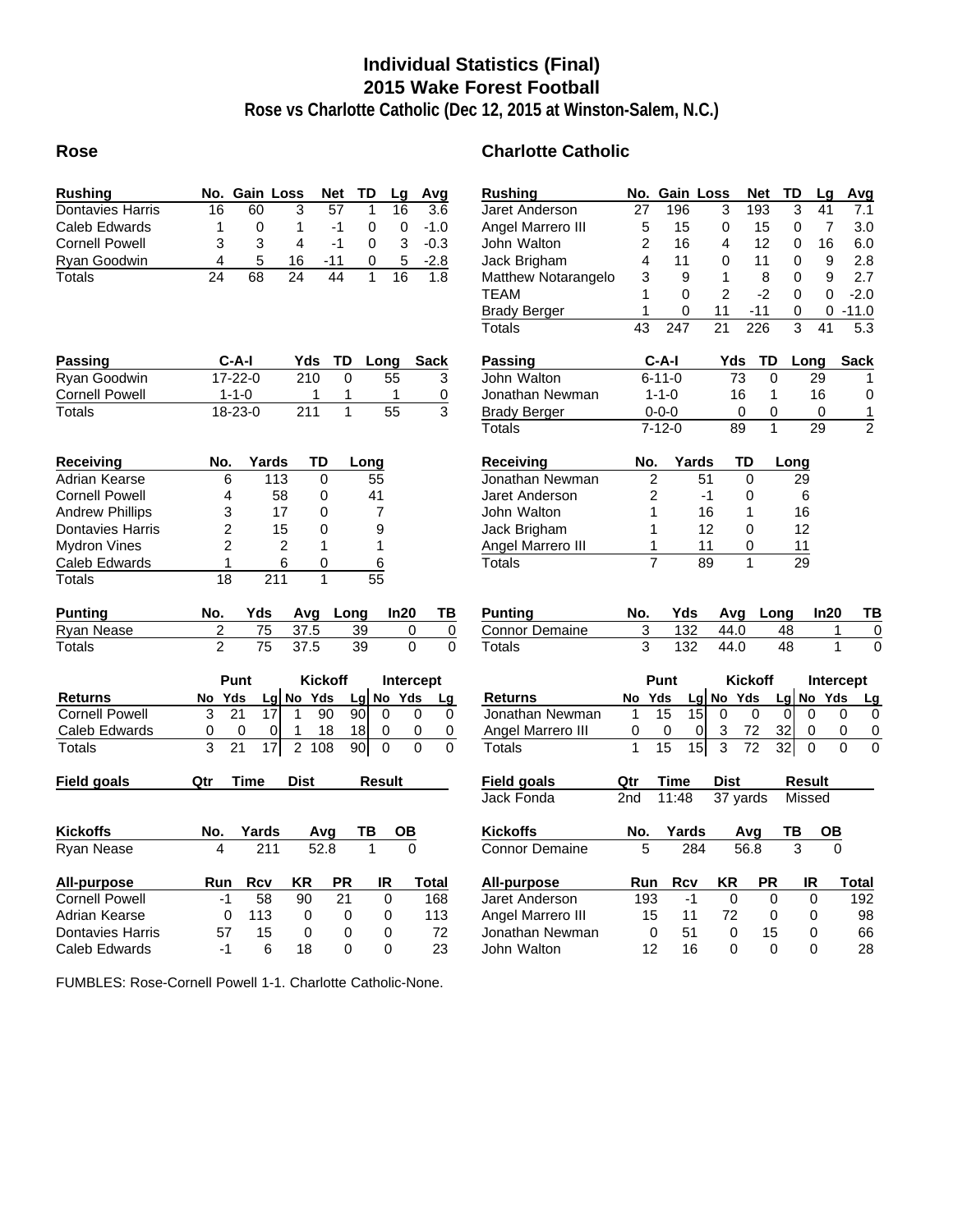# Individual Statistics (Final)
# 2015 Wake Forest Football
## Rose vs Charlotte Catholic (Dec 12, 2015 at Winston-Salem, N.C.)

## Rose

| Rushing | No. | Gain | Loss | Net | TD | Lg | Avg |
|---|---|---|---|---|---|---|---|
| Dontavies Harris | 16 | 60 | 3 | 57 | 1 | 16 | 3.6 |
| Caleb Edwards | 1 | 0 | 1 | -1 | 0 | 0 | -1.0 |
| Cornell Powell | 3 | 3 | 4 | -1 | 0 | 3 | -0.3 |
| Ryan Goodwin | 4 | 5 | 16 | -11 | 0 | 5 | -2.8 |
| Totals | 24 | 68 | 24 | 44 | 1 | 16 | 1.8 |

| Passing | C-A-I | Yds | TD | Long | Sack |
|---|---|---|---|---|---|
| Ryan Goodwin | 17-22-0 | 210 | 0 | 55 | 3 |
| Cornell Powell | 1-1-0 | 1 | 1 | 1 | 0 |
| Totals | 18-23-0 | 211 | 1 | 55 | 3 |

| Receiving | No. | Yards | TD | Long |
|---|---|---|---|---|
| Adrian Kearse | 6 | 113 | 0 | 55 |
| Cornell Powell | 4 | 58 | 0 | 41 |
| Andrew Phillips | 3 | 17 | 0 | 7 |
| Dontavies Harris | 2 | 15 | 0 | 9 |
| Mydron Vines | 2 | 2 | 1 | 1 |
| Caleb Edwards | 1 | 6 | 0 | 6 |
| Totals | 18 | 211 | 1 | 55 |

| Punting | No. | Yds | Avg | Long | In20 | TB |
|---|---|---|---|---|---|---|
| Ryan Nease | 2 | 75 | 37.5 | 39 | 0 | 0 |
| Totals | 2 | 75 | 37.5 | 39 | 0 | 0 |

| | Punt | | | Kickoff | | | Intercept | | |
|---|---|---|---|---|---|---|---|---|---|
| Returns | No | Yds | Lg | No | Yds | Lg | No | Yds | Lg |
| Cornell Powell | 3 | 21 | 17 | 1 | 90 | 90 | 0 | 0 | 0 |
| Caleb Edwards | 0 | 0 | 0 | 1 | 18 | 18 | 0 | 0 | 0 |
| Totals | 3 | 21 | 17 | 2 | 108 | 90 | 0 | 0 | 0 |

| Field goals | Qtr | Time | Dist | Result |
|---|---|---|---|---|

| Kickoffs | No. | Yards | Avg | TB | OB |
|---|---|---|---|---|---|
| Ryan Nease | 4 | 211 | 52.8 | 1 | 0 |

| All-purpose | Run | Rcv | KR | PR | IR | Total |
|---|---|---|---|---|---|---|
| Cornell Powell | -1 | 58 | 90 | 21 | 0 | 168 |
| Adrian Kearse | 0 | 113 | 0 | 0 | 0 | 113 |
| Dontavies Harris | 57 | 15 | 0 | 0 | 0 | 72 |
| Caleb Edwards | -1 | 6 | 18 | 0 | 0 | 23 |

## Charlotte Catholic

| Rushing | No. | Gain | Loss | Net | TD | Lg | Avg |
|---|---|---|---|---|---|---|---|
| Jaret Anderson | 27 | 196 | 3 | 193 | 3 | 41 | 7.1 |
| Angel Marrero III | 5 | 15 | 0 | 15 | 0 | 7 | 3.0 |
| John Walton | 2 | 16 | 4 | 12 | 0 | 16 | 6.0 |
| Jack Brigham | 4 | 11 | 0 | 11 | 0 | 9 | 2.8 |
| Matthew Notarangelo | 3 | 9 | 1 | 8 | 0 | 9 | 2.7 |
| TEAM | 1 | 0 | 2 | -2 | 0 | 0 | -2.0 |
| Brady Berger | 1 | 0 | 11 | -11 | 0 | 0 | -11.0 |
| Totals | 43 | 247 | 21 | 226 | 3 | 41 | 5.3 |

| Passing | C-A-I | Yds | TD | Long | Sack |
|---|---|---|---|---|---|
| John Walton | 6-11-0 | 73 | 0 | 29 | 1 |
| Jonathan Newman | 1-1-0 | 16 | 1 | 16 | 0 |
| Brady Berger | 0-0-0 | 0 | 0 | 0 | 1 |
| Totals | 7-12-0 | 89 | 1 | 29 | 2 |

| Receiving | No. | Yards | TD | Long |
|---|---|---|---|---|
| Jonathan Newman | 2 | 51 | 0 | 29 |
| Jaret Anderson | 2 | -1 | 0 | 6 |
| John Walton | 1 | 16 | 1 | 16 |
| Jack Brigham | 1 | 12 | 0 | 12 |
| Angel Marrero III | 1 | 11 | 0 | 11 |
| Totals | 7 | 89 | 1 | 29 |

| Punting | No. | Yds | Avg | Long | In20 | TB |
|---|---|---|---|---|---|---|
| Connor Demaine | 3 | 132 | 44.0 | 48 | 1 | 0 |
| Totals | 3 | 132 | 44.0 | 48 | 1 | 0 |

| | Punt | | | Kickoff | | | Intercept | | |
|---|---|---|---|---|---|---|---|---|---|
| Returns | No | Yds | Lg | No | Yds | Lg | No | Yds | Lg |
| Jonathan Newman | 1 | 15 | 15 | 0 | 0 | 0 | 0 | 0 | 0 |
| Angel Marrero III | 0 | 0 | 0 | 3 | 72 | 32 | 0 | 0 | 0 |
| Totals | 1 | 15 | 15 | 3 | 72 | 32 | 0 | 0 | 0 |

| Field goals | Qtr | Time | Dist | Result |
|---|---|---|---|---|
| Jack Fonda | 2nd | 11:48 | 37 yards | Missed |

| Kickoffs | No. | Yards | Avg | TB | OB |
|---|---|---|---|---|---|
| Connor Demaine | 5 | 284 | 56.8 | 3 | 0 |

| All-purpose | Run | Rcv | KR | PR | IR | Total |
|---|---|---|---|---|---|---|
| Jaret Anderson | 193 | -1 | 0 | 0 | 0 | 192 |
| Angel Marrero III | 15 | 11 | 72 | 0 | 0 | 98 |
| Jonathan Newman | 0 | 51 | 0 | 15 | 0 | 66 |
| John Walton | 12 | 16 | 0 | 0 | 0 | 28 |

FUMBLES: Rose-Cornell Powell 1-1. Charlotte Catholic-None.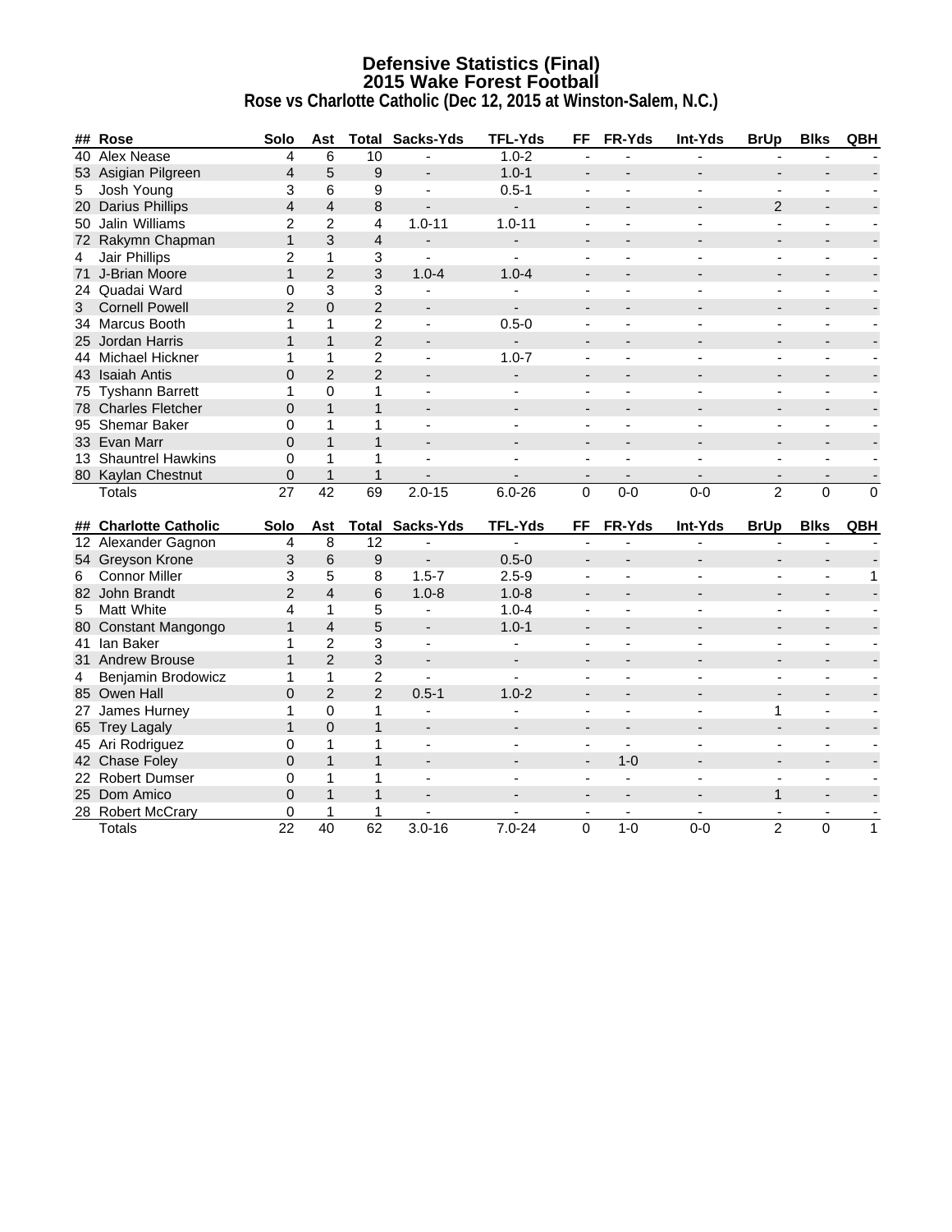# Defensive Statistics (Final)
## 2015 Wake Forest Football
### Rose vs Charlotte Catholic (Dec 12, 2015 at Winston-Salem, N.C.)

| ## | Rose | Solo | Ast | Total | Sacks-Yds | TFL-Yds | FF | FR-Yds | Int-Yds | BrUp | Blks | QBH |
|---|---|---|---|---|---|---|---|---|---|---|---|---|
| 40 | Alex Nease | 4 | 6 | 10 | - | 1.0-2 | - | - | - | - | - | - |
| 53 | Asigian Pilgreen | 4 | 5 | 9 | - | 1.0-1 | - | - | - | - | - | - |
| 5 | Josh Young | 3 | 6 | 9 | - | 0.5-1 | - | - | - | - | - | - |
| 20 | Darius Phillips | 4 | 4 | 8 | - | - | - | - | - | 2 | - | - |
| 50 | Jalin Williams | 2 | 2 | 4 | 1.0-11 | 1.0-11 | - | - | - | - | - | - |
| 72 | Rakymn Chapman | 1 | 3 | 4 | - | - | - | - | - | - | - | - |
| 4 | Jair Phillips | 2 | 1 | 3 | - | - | - | - | - | - | - | - |
| 71 | J-Brian Moore | 1 | 2 | 3 | 1.0-4 | 1.0-4 | - | - | - | - | - | - |
| 24 | Quadai Ward | 0 | 3 | 3 | - | - | - | - | - | - | - | - |
| 3 | Cornell Powell | 2 | 0 | 2 | - | - | - | - | - | - | - | - |
| 34 | Marcus Booth | 1 | 1 | 2 | - | 0.5-0 | - | - | - | - | - | - |
| 25 | Jordan Harris | 1 | 1 | 2 | - | - | - | - | - | - | - | - |
| 44 | Michael Hickner | 1 | 1 | 2 | - | 1.0-7 | - | - | - | - | - | - |
| 43 | Isaiah Antis | 0 | 2 | 2 | - | - | - | - | - | - | - | - |
| 75 | Tyshann Barrett | 1 | 0 | 1 | - | - | - | - | - | - | - | - |
| 78 | Charles Fletcher | 0 | 1 | 1 | - | - | - | - | - | - | - | - |
| 95 | Shemar Baker | 0 | 1 | 1 | - | - | - | - | - | - | - | - |
| 33 | Evan Marr | 0 | 1 | 1 | - | - | - | - | - | - | - | - |
| 13 | Shauntrel Hawkins | 0 | 1 | 1 | - | - | - | - | - | - | - | - |
| 80 | Kaylan Chestnut | 0 | 1 | 1 | - | - | - | - | - | - | - | - |
| | Totals | 27 | 42 | 69 | 2.0-15 | 6.0-26 | 0 | 0-0 | 0-0 | 2 | 0 | 0 |

| ## | Charlotte Catholic | Solo | Ast | Total | Sacks-Yds | TFL-Yds | FF | FR-Yds | Int-Yds | BrUp | Blks | QBH |
|---|---|---|---|---|---|---|---|---|---|---|---|---|
| 12 | Alexander Gagnon | 4 | 8 | 12 | - | - | - | - | - | - | - | - |
| 54 | Greyson Krone | 3 | 6 | 9 | - | 0.5-0 | - | - | - | - | - | - |
| 6 | Connor Miller | 3 | 5 | 8 | 1.5-7 | 2.5-9 | - | - | - | - | - | 1 |
| 82 | John Brandt | 2 | 4 | 6 | 1.0-8 | 1.0-8 | - | - | - | - | - | - |
| 5 | Matt White | 4 | 1 | 5 | - | 1.0-4 | - | - | - | - | - | - |
| 80 | Constant Mangongo | 1 | 4 | 5 | - | 1.0-1 | - | - | - | - | - | - |
| 41 | Ian Baker | 1 | 2 | 3 | - | - | - | - | - | - | - | - |
| 31 | Andrew Brouse | 1 | 2 | 3 | - | - | - | - | - | - | - | - |
| 4 | Benjamin Brodowicz | 1 | 1 | 2 | - | - | - | - | - | - | - | - |
| 85 | Owen Hall | 0 | 2 | 2 | 0.5-1 | 1.0-2 | - | - | - | - | - | - |
| 27 | James Hurney | 1 | 0 | 1 | - | - | - | - | - | 1 | - | - |
| 65 | Trey Lagaly | 1 | 0 | 1 | - | - | - | - | - | - | - | - |
| 45 | Ari Rodriguez | 0 | 1 | 1 | - | - | - | - | - | - | - | - |
| 42 | Chase Foley | 0 | 1 | 1 | - | - | - | 1-0 | - | - | - | - |
| 22 | Robert Dumser | 0 | 1 | 1 | - | - | - | - | - | - | - | - |
| 25 | Dom Amico | 0 | 1 | 1 | - | - | - | - | - | 1 | - | - |
| 28 | Robert McCrary | 0 | 1 | 1 | - | - | - | - | - | - | - | - |
| | Totals | 22 | 40 | 62 | 3.0-16 | 7.0-24 | 0 | 1-0 | 0-0 | 2 | 0 | 1 |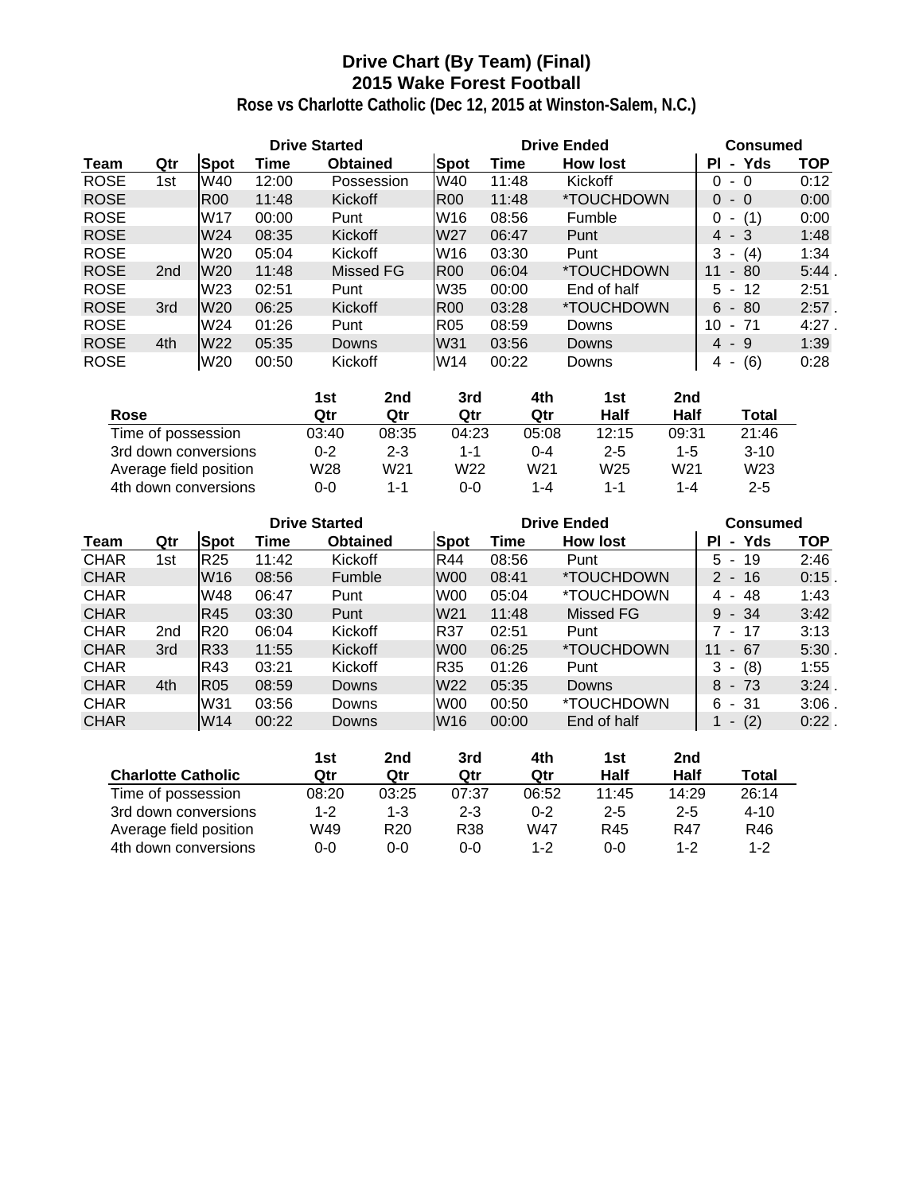# Drive Chart (By Team) (Final)
## 2015 Wake Forest Football
### Rose vs Charlotte Catholic (Dec 12, 2015 at Winston-Salem, N.C.)

| | | Drive Started | | | Drive Ended | | | Consumed | |
|---|---|---|---|---|---|---|---|---|---|
| Team | Qtr | Spot | Time | Obtained | Spot | Time | How lost | Pl - Yds | TOP |
| ROSE | 1st | W40 | 12:00 | Possession | W40 | 11:48 | Kickoff | 0 - 0 | 0:12 |
| ROSE | | R00 | 11:48 | Kickoff | R00 | 11:48 | *TOUCHDOWN | 0 - 0 | 0:00 |
| ROSE | | W17 | 00:00 | Punt | W16 | 08:56 | Fumble | 0 - (1) | 0:00 |
| ROSE | | W24 | 08:35 | Kickoff | W27 | 06:47 | Punt | 4 - 3 | 1:48 |
| ROSE | | W20 | 05:04 | Kickoff | W16 | 03:30 | Punt | 3 - (4) | 1:34 |
| ROSE | 2nd | W20 | 11:48 | Missed FG | R00 | 06:04 | *TOUCHDOWN | 11 - 80 | 5:44 . |
| ROSE | | W23 | 02:51 | Punt | W35 | 00:00 | End of half | 5 - 12 | 2:51 |
| ROSE | 3rd | W20 | 06:25 | Kickoff | R00 | 03:28 | *TOUCHDOWN | 6 - 80 | 2:57 . |
| ROSE | | W24 | 01:26 | Punt | R05 | 08:59 | Downs | 10 - 71 | 4:27 . |
| ROSE | 4th | W22 | 05:35 | Downs | W31 | 03:56 | Downs | 4 - 9 | 1:39 |
| ROSE | | W20 | 00:50 | Kickoff | W14 | 00:22 | Downs | 4 - (6) | 0:28 |

| Rose | 1st Qtr | 2nd Qtr | 3rd Qtr | 4th Qtr | 1st Half | 2nd Half | Total |
|---|---|---|---|---|---|---|---|
| Time of possession | 03:40 | 08:35 | 04:23 | 05:08 | 12:15 | 09:31 | 21:46 |
| 3rd down conversions | 0-2 | 2-3 | 1-1 | 0-4 | 2-5 | 1-5 | 3-10 |
| Average field position | W28 | W21 | W22 | W21 | W25 | W21 | W23 |
| 4th down conversions | 0-0 | 1-1 | 0-0 | 1-4 | 1-1 | 1-4 | 2-5 |

| | | Drive Started | | | Drive Ended | | | Consumed | |
|---|---|---|---|---|---|---|---|---|---|
| Team | Qtr | Spot | Time | Obtained | Spot | Time | How lost | Pl - Yds | TOP |
| CHAR | 1st | R25 | 11:42 | Kickoff | R44 | 08:56 | Punt | 5 - 19 | 2:46 |
| CHAR | | W16 | 08:56 | Fumble | W00 | 08:41 | *TOUCHDOWN | 2 - 16 | 0:15 . |
| CHAR | | W48 | 06:47 | Punt | W00 | 05:04 | *TOUCHDOWN | 4 - 48 | 1:43 |
| CHAR | | R45 | 03:30 | Punt | W21 | 11:48 | Missed FG | 9 - 34 | 3:42 |
| CHAR | 2nd | R20 | 06:04 | Kickoff | R37 | 02:51 | Punt | 7 - 17 | 3:13 |
| CHAR | 3rd | R33 | 11:55 | Kickoff | W00 | 06:25 | *TOUCHDOWN | 11 - 67 | 5:30 . |
| CHAR | | R43 | 03:21 | Kickoff | R35 | 01:26 | Punt | 3 - (8) | 1:55 |
| CHAR | 4th | R05 | 08:59 | Downs | W22 | 05:35 | Downs | 8 - 73 | 3:24 . |
| CHAR | | W31 | 03:56 | Downs | W00 | 00:50 | *TOUCHDOWN | 6 - 31 | 3:06 . |
| CHAR | | W14 | 00:22 | Downs | W16 | 00:00 | End of half | 1 - (2) | 0:22 . |

| Charlotte Catholic | 1st Qtr | 2nd Qtr | 3rd Qtr | 4th Qtr | 1st Half | 2nd Half | Total |
|---|---|---|---|---|---|---|---|
| Time of possession | 08:20 | 03:25 | 07:37 | 06:52 | 11:45 | 14:29 | 26:14 |
| 3rd down conversions | 1-2 | 1-3 | 2-3 | 0-2 | 2-5 | 2-5 | 4-10 |
| Average field position | W49 | R20 | R38 | W47 | R45 | R47 | R46 |
| 4th down conversions | 0-0 | 0-0 | 0-0 | 1-2 | 0-0 | 1-2 | 1-2 |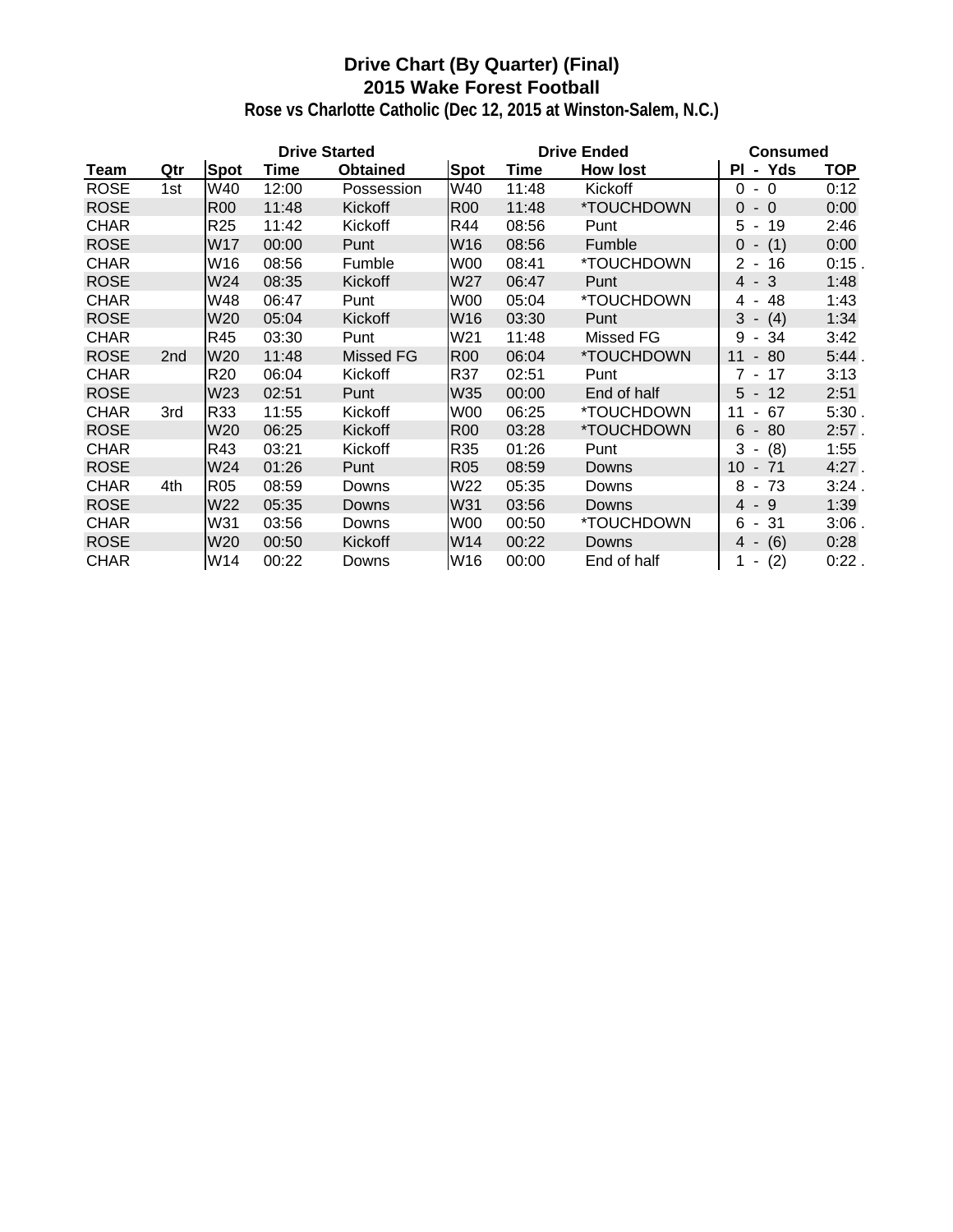# Drive Chart (By Quarter) (Final)
## 2015 Wake Forest Football
### Rose vs Charlotte Catholic (Dec 12, 2015 at Winston-Salem, N.C.)

| | | Drive Started | | | Drive Ended | | | Consumed | |
|---|---|---|---|---|---|---|---|---|---|
| **Team** | **Qtr** | **Spot** | **Time** | **Obtained** | **Spot** | **Time** | **How lost** | **Pl - Yds** | **TOP** |
| ROSE | 1st | W40 | 12:00 | Possession | W40 | 11:48 | Kickoff | 0 - 0 | 0:12 |
| ROSE | | R00 | 11:48 | Kickoff | R00 | 11:48 | *TOUCHDOWN | 0 - 0 | 0:00 |
| CHAR | | R25 | 11:42 | Kickoff | R44 | 08:56 | Punt | 5 - 19 | 2:46 |
| ROSE | | W17 | 00:00 | Punt | W16 | 08:56 | Fumble | 0 - (1) | 0:00 |
| CHAR | | W16 | 08:56 | Fumble | W00 | 08:41 | *TOUCHDOWN | 2 - 16 | 0:15 . |
| ROSE | | W24 | 08:35 | Kickoff | W27 | 06:47 | Punt | 4 - 3 | 1:48 |
| CHAR | | W48 | 06:47 | Punt | W00 | 05:04 | *TOUCHDOWN | 4 - 48 | 1:43 |
| ROSE | | W20 | 05:04 | Kickoff | W16 | 03:30 | Punt | 3 - (4) | 1:34 |
| CHAR | | R45 | 03:30 | Punt | W21 | 11:48 | Missed FG | 9 - 34 | 3:42 |
| ROSE | 2nd | W20 | 11:48 | Missed FG | R00 | 06:04 | *TOUCHDOWN | 11 - 80 | 5:44 . |
| CHAR | | R20 | 06:04 | Kickoff | R37 | 02:51 | Punt | 7 - 17 | 3:13 |
| ROSE | | W23 | 02:51 | Punt | W35 | 00:00 | End of half | 5 - 12 | 2:51 |
| CHAR | 3rd | R33 | 11:55 | Kickoff | W00 | 06:25 | *TOUCHDOWN | 11 - 67 | 5:30 . |
| ROSE | | W20 | 06:25 | Kickoff | R00 | 03:28 | *TOUCHDOWN | 6 - 80 | 2:57 . |
| CHAR | | R43 | 03:21 | Kickoff | R35 | 01:26 | Punt | 3 - (8) | 1:55 |
| ROSE | | W24 | 01:26 | Punt | R05 | 08:59 | Downs | 10 - 71 | 4:27 . |
| CHAR | 4th | R05 | 08:59 | Downs | W22 | 05:35 | Downs | 8 - 73 | 3:24 . |
| ROSE | | W22 | 05:35 | Downs | W31 | 03:56 | Downs | 4 - 9 | 1:39 |
| CHAR | | W31 | 03:56 | Downs | W00 | 00:50 | *TOUCHDOWN | 6 - 31 | 3:06 . |
| ROSE | | W20 | 00:50 | Kickoff | W14 | 00:22 | Downs | 4 - (6) | 0:28 |
| CHAR | | W14 | 00:22 | Downs | W16 | 00:00 | End of half | 1 - (2) | 0:22 . |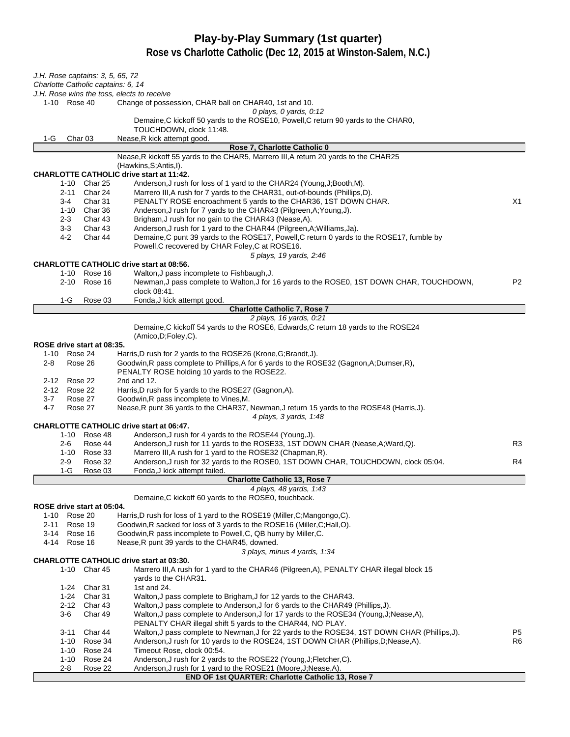# Play-by-Play Summary (1st quarter)
## Rose vs Charlotte Catholic (Dec 12, 2015 at Winston-Salem, N.C.)

*J.H. Rose captains: 3, 5, 65, 72*
*Charlotte Catholic captains: 6, 14*
*J.H. Rose wins the toss, elects to receive*

| Down | Spot | Play | |
|---|---|---|---|
| 1-10 | Rose 40 | Change of possession, CHAR ball on CHAR40, 1st and 10. | |
| | | *0 plays, 0 yards, 0:12* | |
| | | Demaine,C kickoff 50 yards to the ROSE10, Powell,C return 90 yards to the CHAR0, TOUCHDOWN, clock 11:48. | |
| 1-G | Char 03 | Nease,R kick attempt good. | |
| | | **Rose 7, Charlotte Catholic 0** | |
| | | Nease,R kickoff 55 yards to the CHAR5, Marrero III,A return 20 yards to the CHAR25 (Hawkins,S;Antis,I). | |
| | | **CHARLOTTE CATHOLIC drive start at 11:42.** | |
| 1-10 | Char 25 | Anderson,J rush for loss of 1 yard to the CHAR24 (Young,J;Booth,M). | |
| 2-11 | Char 24 | Marrero III,A rush for 7 yards to the CHAR31, out-of-bounds (Phillips,D). | |
| 3-4 | Char 31 | PENALTY ROSE encroachment 5 yards to the CHAR36, 1ST DOWN CHAR. | X1 |
| 1-10 | Char 36 | Anderson,J rush for 7 yards to the CHAR43 (Pilgreen,A;Young,J). | |
| 2-3 | Char 43 | Brigham,J rush for no gain to the CHAR43 (Nease,A). | |
| 3-3 | Char 43 | Anderson,J rush for 1 yard to the CHAR44 (Pilgreen,A;Williams,Ja). | |
| 4-2 | Char 44 | Demaine,C punt 39 yards to the ROSE17, Powell,C return 0 yards to the ROSE17, fumble by Powell,C recovered by CHAR Foley,C at ROSE16. | |
| | | *5 plays, 19 yards, 2:46* | |
| | | **CHARLOTTE CATHOLIC drive start at 08:56.** | |
| 1-10 | Rose 16 | Walton,J pass incomplete to Fishbaugh,J. | |
| 2-10 | Rose 16 | Newman,J pass complete to Walton,J for 16 yards to the ROSE0, 1ST DOWN CHAR, TOUCHDOWN, clock 08:41. | P2 |
| 1-G | Rose 03 | Fonda,J kick attempt good. | |
| | | **Charlotte Catholic 7, Rose 7** | |
| | | *2 plays, 16 yards, 0:21* | |
| | | Demaine,C kickoff 54 yards to the ROSE6, Edwards,C return 18 yards to the ROSE24 (Amico,D;Foley,C). | |
| | | **ROSE drive start at 08:35.** | |
| 1-10 | Rose 24 | Harris,D rush for 2 yards to the ROSE26 (Krone,G;Brandt,J). | |
| 2-8 | Rose 26 | Goodwin,R pass complete to Phillips,A for 6 yards to the ROSE32 (Gagnon,A;Dumser,R), PENALTY ROSE holding 10 yards to the ROSE22. | |
| 2-12 | Rose 22 | 2nd and 12. | |
| 2-12 | Rose 22 | Harris,D rush for 5 yards to the ROSE27 (Gagnon,A). | |
| 3-7 | Rose 27 | Goodwin,R pass incomplete to Vines,M. | |
| 4-7 | Rose 27 | Nease,R punt 36 yards to the CHAR37, Newman,J return 15 yards to the ROSE48 (Harris,J). | |
| | | *4 plays, 3 yards, 1:48* | |
| | | **CHARLOTTE CATHOLIC drive start at 06:47.** | |
| 1-10 | Rose 48 | Anderson,J rush for 4 yards to the ROSE44 (Young,J). | |
| 2-6 | Rose 44 | Anderson,J rush for 11 yards to the ROSE33, 1ST DOWN CHAR (Nease,A;Ward,Q). | R3 |
| 1-10 | Rose 33 | Marrero III,A rush for 1 yard to the ROSE32 (Chapman,R). | |
| 2-9 | Rose 32 | Anderson,J rush for 32 yards to the ROSE0, 1ST DOWN CHAR, TOUCHDOWN, clock 05:04. | R4 |
| 1-G | Rose 03 | Fonda,J kick attempt failed. | |
| | | **Charlotte Catholic 13, Rose 7** | |
| | | *4 plays, 48 yards, 1:43* | |
| | | Demaine,C kickoff 60 yards to the ROSE0, touchback. | |
| | | **ROSE drive start at 05:04.** | |
| 1-10 | Rose 20 | Harris,D rush for loss of 1 yard to the ROSE19 (Miller,C;Mangongo,C). | |
| 2-11 | Rose 19 | Goodwin,R sacked for loss of 3 yards to the ROSE16 (Miller,C;Hall,O). | |
| 3-14 | Rose 16 | Goodwin,R pass incomplete to Powell,C, QB hurry by Miller,C. | |
| 4-14 | Rose 16 | Nease,R punt 39 yards to the CHAR45, downed. | |
| | | *3 plays, minus 4 yards, 1:34* | |
| | | **CHARLOTTE CATHOLIC drive start at 03:30.** | |
| 1-10 | Char 45 | Marrero III,A rush for 1 yard to the CHAR46 (Pilgreen,A), PENALTY CHAR illegal block 15 yards to the CHAR31. | |
| 1-24 | Char 31 | 1st and 24. | |
| 1-24 | Char 31 | Walton,J pass complete to Brigham,J for 12 yards to the CHAR43. | |
| 2-12 | Char 43 | Walton,J pass complete to Anderson,J for 6 yards to the CHAR49 (Phillips,J). | |
| 3-6 | Char 49 | Walton,J pass complete to Anderson,J for 17 yards to the ROSE34 (Young,J;Nease,A), PENALTY CHAR illegal shift 5 yards to the CHAR44, NO PLAY. | |
| 3-11 | Char 44 | Walton,J pass complete to Newman,J for 22 yards to the ROSE34, 1ST DOWN CHAR (Phillips,J). | P5 |
| 1-10 | Rose 34 | Anderson,J rush for 10 yards to the ROSE24, 1ST DOWN CHAR (Phillips,D;Nease,A). | R6 |
| 1-10 | Rose 24 | Timeout Rose, clock 00:54. | |
| 1-10 | Rose 24 | Anderson,J rush for 2 yards to the ROSE22 (Young,J;Fletcher,C). | |
| 2-8 | Rose 22 | Anderson,J rush for 1 yard to the ROSE21 (Moore,J;Nease,A). | |
| | | **END OF 1st QUARTER: Charlotte Catholic 13, Rose 7** | |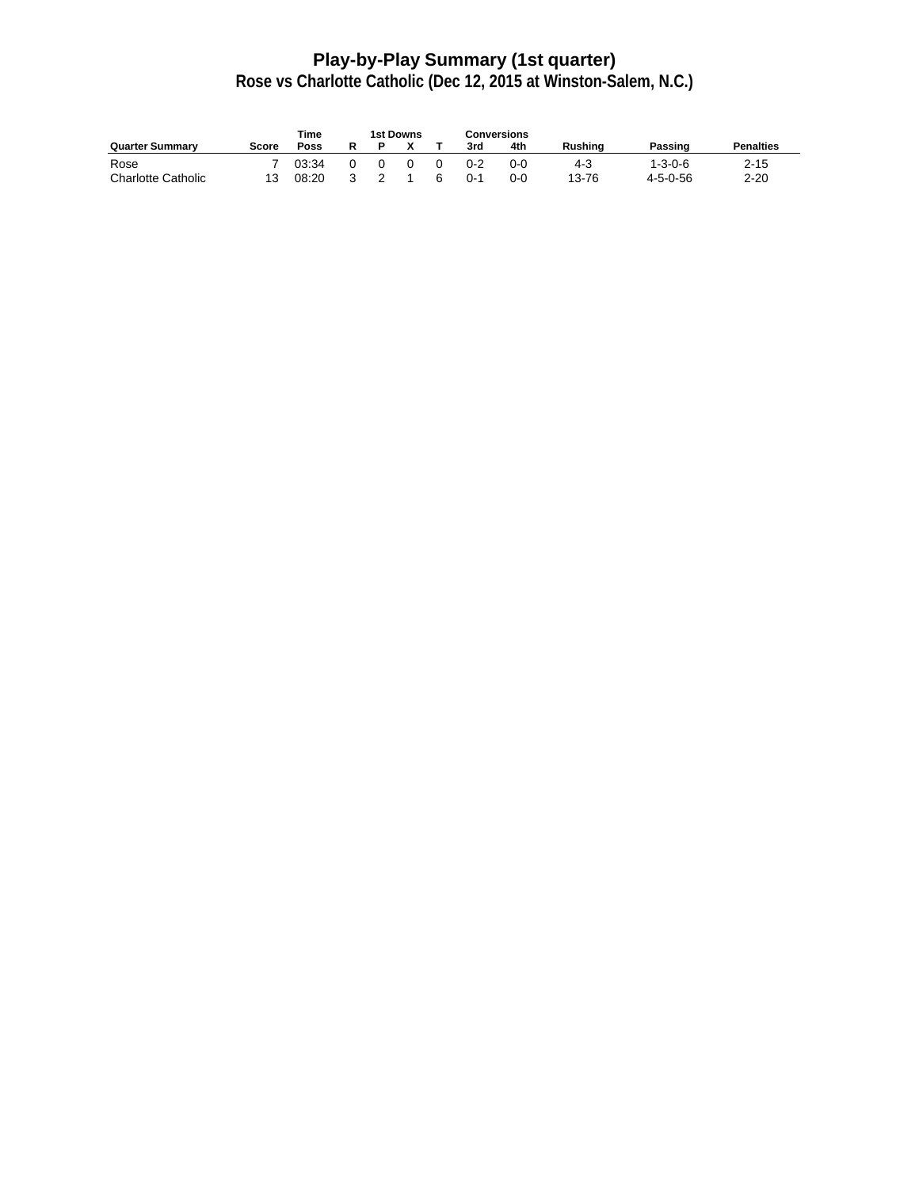# Play-by-Play Summary (1st quarter)

## Rose vs Charlotte Catholic (Dec 12, 2015 at Winston-Salem, N.C.)

| Quarter Summary | Score | Time Poss | 1st Downs R | 1st Downs P | 1st Downs X | 1st Downs T | Conversions 3rd | Conversions 4th | Rushing | Passing | Penalties |
|---|---|---|---|---|---|---|---|---|---|---|---|
| Rose | 7 | 03:34 | 0 | 0 | 0 | 0 | 0-2 | 0-0 | 4-3 | 1-3-0-6 | 2-15 |
| Charlotte Catholic | 13 | 08:20 | 3 | 2 | 1 | 6 | 0-1 | 0-0 | 13-76 | 4-5-0-56 | 2-20 |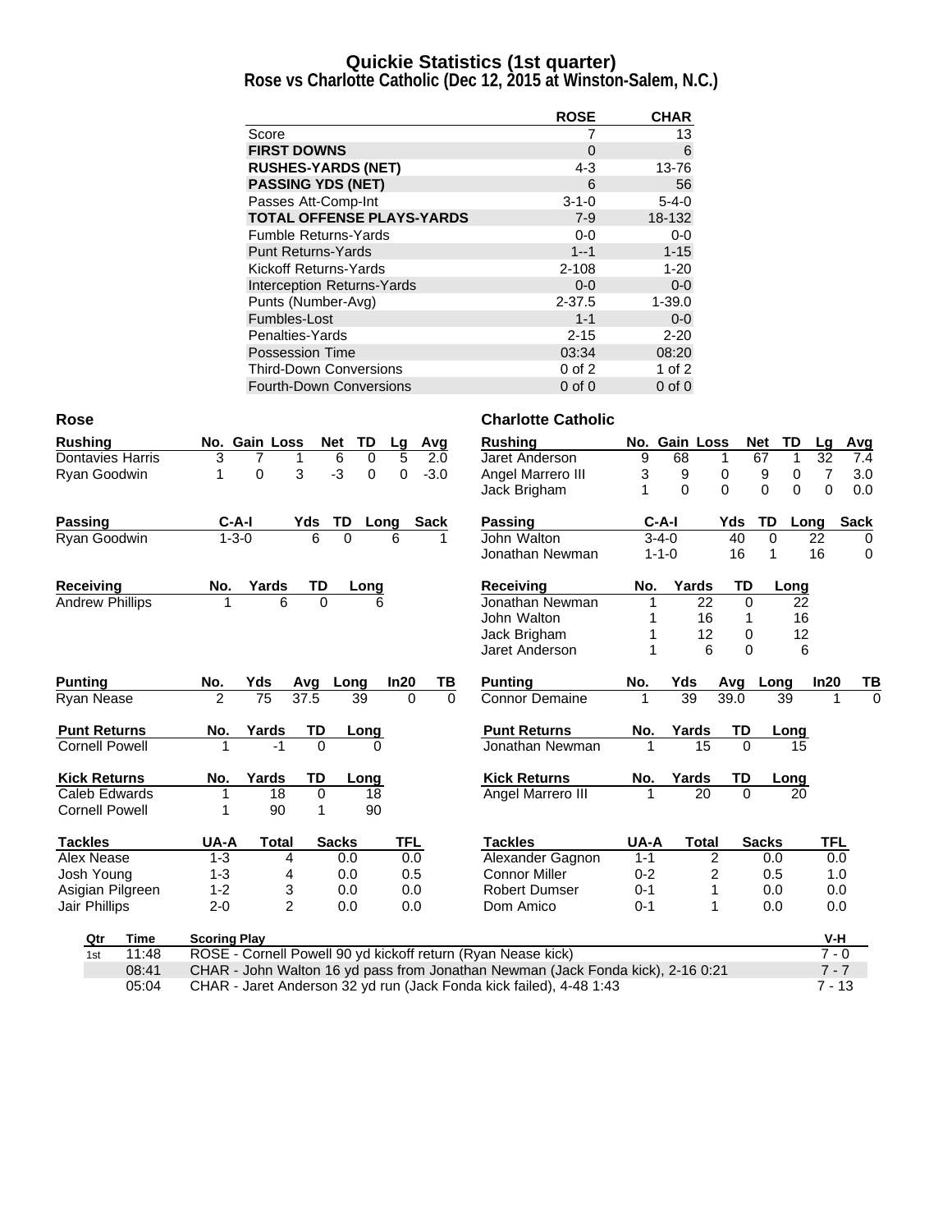# Quickie Statistics (1st quarter)
## Rose vs Charlotte Catholic (Dec 12, 2015 at Winston-Salem, N.C.)

| | ROSE | CHAR |
|---|---|---|
| Score | 7 | 13 |
| **FIRST DOWNS** | 0 | 6 |
| **RUSHES-YARDS (NET)** | 4-3 | 13-76 |
| **PASSING YDS (NET)** | 6 | 56 |
| Passes Att-Comp-Int | 3-1-0 | 5-4-0 |
| **TOTAL OFFENSE PLAYS-YARDS** | 7-9 | 18-132 |
| Fumble Returns-Yards | 0-0 | 0-0 |
| Punt Returns-Yards | 1--1 | 1-15 |
| Kickoff Returns-Yards | 2-108 | 1-20 |
| Interception Returns-Yards | 0-0 | 0-0 |
| Punts (Number-Avg) | 2-37.5 | 1-39.0 |
| Fumbles-Lost | 1-1 | 0-0 |
| Penalties-Yards | 2-15 | 2-20 |
| Possession Time | 03:34 | 08:20 |
| Third-Down Conversions | 0 of 2 | 1 of 2 |
| Fourth-Down Conversions | 0 of 0 | 0 of 0 |

### Rose

| Rushing | No. | Gain | Loss | Net | TD | Lg | Avg |
|---|---|---|---|---|---|---|---|
| Dontavies Harris | 3 | 7 | 1 | 6 | 0 | 5 | 2.0 |
| Ryan Goodwin | 1 | 0 | 3 | -3 | 0 | 0 | -3.0 |

| Passing | C-A-I | Yds | TD | Long | Sack |
|---|---|---|---|---|---|
| Ryan Goodwin | 1-3-0 | 6 | 0 | 6 | 1 |

| Receiving | No. | Yards | TD | Long |
|---|---|---|---|---|
| Andrew Phillips | 1 | 6 | 0 | 6 |

| Punting | No. | Yds | Avg | Long | In20 | TB |
|---|---|---|---|---|---|---|
| Ryan Nease | 2 | 75 | 37.5 | 39 | 0 | 0 |

| Punt Returns | No. | Yards | TD | Long |
|---|---|---|---|---|
| Cornell Powell | 1 | -1 | 0 | 0 |

| Kick Returns | No. | Yards | TD | Long |
|---|---|---|---|---|
| Caleb Edwards | 1 | 18 | 0 | 18 |
| Cornell Powell | 1 | 90 | 1 | 90 |

| Tackles | UA-A | Total | Sacks | TFL |
|---|---|---|---|---|
| Alex Nease | 1-3 | 4 | 0.0 | 0.0 |
| Josh Young | 1-3 | 4 | 0.0 | 0.5 |
| Asigian Pilgreen | 1-2 | 3 | 0.0 | 0.0 |
| Jair Phillips | 2-0 | 2 | 0.0 | 0.0 |

### Charlotte Catholic

| Rushing | No. | Gain | Loss | Net | TD | Lg | Avg |
|---|---|---|---|---|---|---|---|
| Jaret Anderson | 9 | 68 | 1 | 67 | 1 | 32 | 7.4 |
| Angel Marrero III | 3 | 9 | 0 | 9 | 0 | 7 | 3.0 |
| Jack Brigham | 1 | 0 | 0 | 0 | 0 | 0 | 0.0 |

| Passing | C-A-I | Yds | TD | Long | Sack |
|---|---|---|---|---|---|
| John Walton | 3-4-0 | 40 | 0 | 22 | 0 |
| Jonathan Newman | 1-1-0 | 16 | 1 | 16 | 0 |

| Receiving | No. | Yards | TD | Long |
|---|---|---|---|---|
| Jonathan Newman | 1 | 22 | 0 | 22 |
| John Walton | 1 | 16 | 1 | 16 |
| Jack Brigham | 1 | 12 | 0 | 12 |
| Jaret Anderson | 1 | 6 | 0 | 6 |

| Punting | No. | Yds | Avg | Long | In20 | TB |
|---|---|---|---|---|---|---|
| Connor Demaine | 1 | 39 | 39.0 | 39 | 1 | 0 |

| Punt Returns | No. | Yards | TD | Long |
|---|---|---|---|---|
| Jonathan Newman | 1 | 15 | 0 | 15 |

| Kick Returns | No. | Yards | TD | Long |
|---|---|---|---|---|
| Angel Marrero III | 1 | 20 | 0 | 20 |

| Tackles | UA-A | Total | Sacks | TFL |
|---|---|---|---|---|
| Alexander Gagnon | 1-1 | 2 | 0.0 | 0.0 |
| Connor Miller | 0-2 | 2 | 0.5 | 1.0 |
| Robert Dumser | 0-1 | 1 | 0.0 | 0.0 |
| Dom Amico | 0-1 | 1 | 0.0 | 0.0 |

| Qtr | Time | Scoring Play | V-H |
|---|---|---|---|
| 1st | 11:48 | ROSE - Cornell Powell 90 yd kickoff return (Ryan Nease kick) | 7 - 0 |
| | 08:41 | CHAR - John Walton 16 yd pass from Jonathan Newman (Jack Fonda kick), 2-16 0:21 | 7 - 7 |
| | 05:04 | CHAR - Jaret Anderson 32 yd run (Jack Fonda kick failed), 4-48 1:43 | 7 - 13 |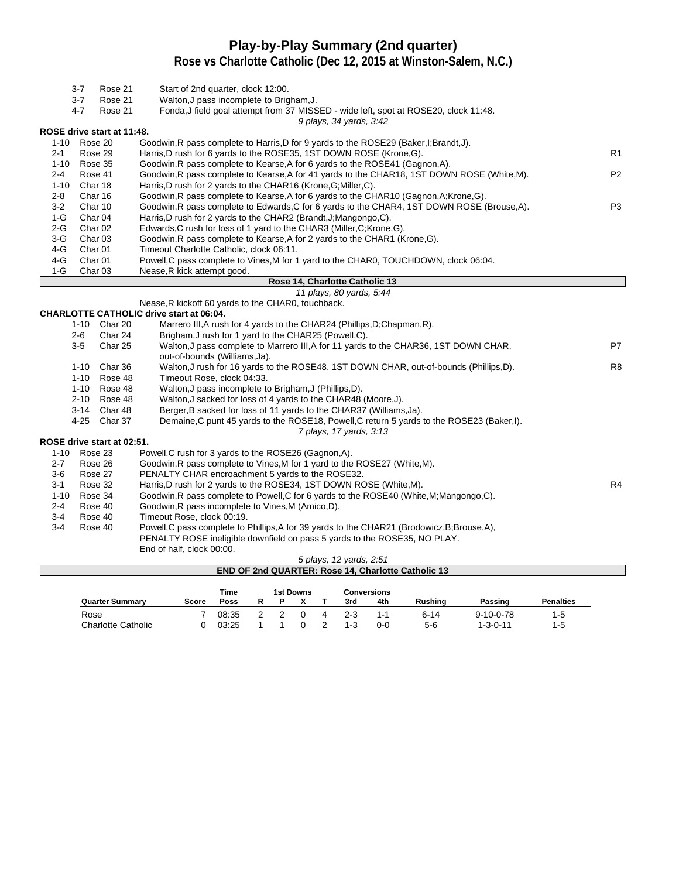# Play-by-Play Summary (2nd quarter)

## Rose vs Charlotte Catholic (Dec 12, 2015 at Winston-Salem, N.C.)

| Down | Spot | Play | |
|---|---|---|---|
| 3-7 | Rose 21 | Start of 2nd quarter, clock 12:00. | |
| 3-7 | Rose 21 | Walton,J pass incomplete to Brigham,J. | |
| 4-7 | Rose 21 | Fonda,J field goal attempt from 37 MISSED - wide left, spot at ROSE20, clock 11:48. | |
| | | *9 plays, 34 yards, 3:42* | |

**ROSE drive start at 11:48.**

| Down | Spot | Play | |
|---|---|---|---|
| 1-10 | Rose 20 | Goodwin,R pass complete to Harris,D for 9 yards to the ROSE29 (Baker,I;Brandt,J). | |
| 2-1 | Rose 29 | Harris,D rush for 6 yards to the ROSE35, 1ST DOWN ROSE (Krone,G). | R1 |
| 1-10 | Rose 35 | Goodwin,R pass complete to Kearse,A for 6 yards to the ROSE41 (Gagnon,A). | |
| 2-4 | Rose 41 | Goodwin,R pass complete to Kearse,A for 41 yards to the CHAR18, 1ST DOWN ROSE (White,M). | P2 |
| 1-10 | Char 18 | Harris,D rush for 2 yards to the CHAR16 (Krone,G;Miller,C). | |
| 2-8 | Char 16 | Goodwin,R pass complete to Kearse,A for 6 yards to the CHAR10 (Gagnon,A;Krone,G). | |
| 3-2 | Char 10 | Goodwin,R pass complete to Edwards,C for 6 yards to the CHAR4, 1ST DOWN ROSE (Brouse,A). | P3 |
| 1-G | Char 04 | Harris,D rush for 2 yards to the CHAR2 (Brandt,J;Mangongo,C). | |
| 2-G | Char 02 | Edwards,C rush for loss of 1 yard to the CHAR3 (Miller,C;Krone,G). | |
| 3-G | Char 03 | Goodwin,R pass complete to Kearse,A for 2 yards to the CHAR1 (Krone,G). | |
| 4-G | Char 01 | Timeout Charlotte Catholic, clock 06:11. | |
| 4-G | Char 01 | Powell,C pass complete to Vines,M for 1 yard to the CHAR0, TOUCHDOWN, clock 06:04. | |
| 1-G | Char 03 | Nease,R kick attempt good. | |

**Rose 14, Charlotte Catholic 13**

*11 plays, 80 yards, 5:44*

Nease,R kickoff 60 yards to the CHAR0, touchback.

**CHARLOTTE CATHOLIC drive start at 06:04.**

| Down | Spot | Play | |
|---|---|---|---|
| 1-10 | Char 20 | Marrero III,A rush for 4 yards to the CHAR24 (Phillips,D;Chapman,R). | |
| 2-6 | Char 24 | Brigham,J rush for 1 yard to the CHAR25 (Powell,C). | |
| 3-5 | Char 25 | Walton,J pass complete to Marrero III,A for 11 yards to the CHAR36, 1ST DOWN CHAR, out-of-bounds (Williams,Ja). | P7 |
| 1-10 | Char 36 | Walton,J rush for 16 yards to the ROSE48, 1ST DOWN CHAR, out-of-bounds (Phillips,D). | R8 |
| 1-10 | Rose 48 | Timeout Rose, clock 04:33. | |
| 1-10 | Rose 48 | Walton,J pass incomplete to Brigham,J (Phillips,D). | |
| 2-10 | Rose 48 | Walton,J sacked for loss of 4 yards to the CHAR48 (Moore,J). | |
| 3-14 | Char 48 | Berger,B sacked for loss of 11 yards to the CHAR37 (Williams,Ja). | |
| 4-25 | Char 37 | Demaine,C punt 45 yards to the ROSE18, Powell,C return 5 yards to the ROSE23 (Baker,I). | |
| | | *7 plays, 17 yards, 3:13* | |

**ROSE drive start at 02:51.**

| Down | Spot | Play | |
|---|---|---|---|
| 1-10 | Rose 23 | Powell,C rush for 3 yards to the ROSE26 (Gagnon,A). | |
| 2-7 | Rose 26 | Goodwin,R pass complete to Vines,M for 1 yard to the ROSE27 (White,M). | |
| 3-6 | Rose 27 | PENALTY CHAR encroachment 5 yards to the ROSE32. | |
| 3-1 | Rose 32 | Harris,D rush for 2 yards to the ROSE34, 1ST DOWN ROSE (White,M). | R4 |
| 1-10 | Rose 34 | Goodwin,R pass complete to Powell,C for 6 yards to the ROSE40 (White,M;Mangongo,C). | |
| 2-4 | Rose 40 | Goodwin,R pass incomplete to Vines,M (Amico,D). | |
| 3-4 | Rose 40 | Timeout Rose, clock 00:19. | |
| 3-4 | Rose 40 | Powell,C pass complete to Phillips,A for 39 yards to the CHAR21 (Brodowicz,B;Brouse,A), PENALTY ROSE ineligible downfield on pass 5 yards to the ROSE35, NO PLAY. | |
| | | End of half, clock 00:00. | |
| | | *5 plays, 12 yards, 2:51* | |

**END OF 2nd QUARTER: Rose 14, Charlotte Catholic 13**

| Quarter Summary | Score | Time Poss | 1st Downs R | P | X | T | Conversions 3rd | 4th | Rushing | Passing | Penalties |
|---|---|---|---|---|---|---|---|---|---|---|---|
| Rose | 7 | 08:35 | 2 | 2 | 0 | 4 | 2-3 | 1-1 | 6-14 | 9-10-0-78 | 1-5 |
| Charlotte Catholic | 0 | 03:25 | 1 | 1 | 0 | 2 | 1-3 | 0-0 | 5-6 | 1-3-0-11 | 1-5 |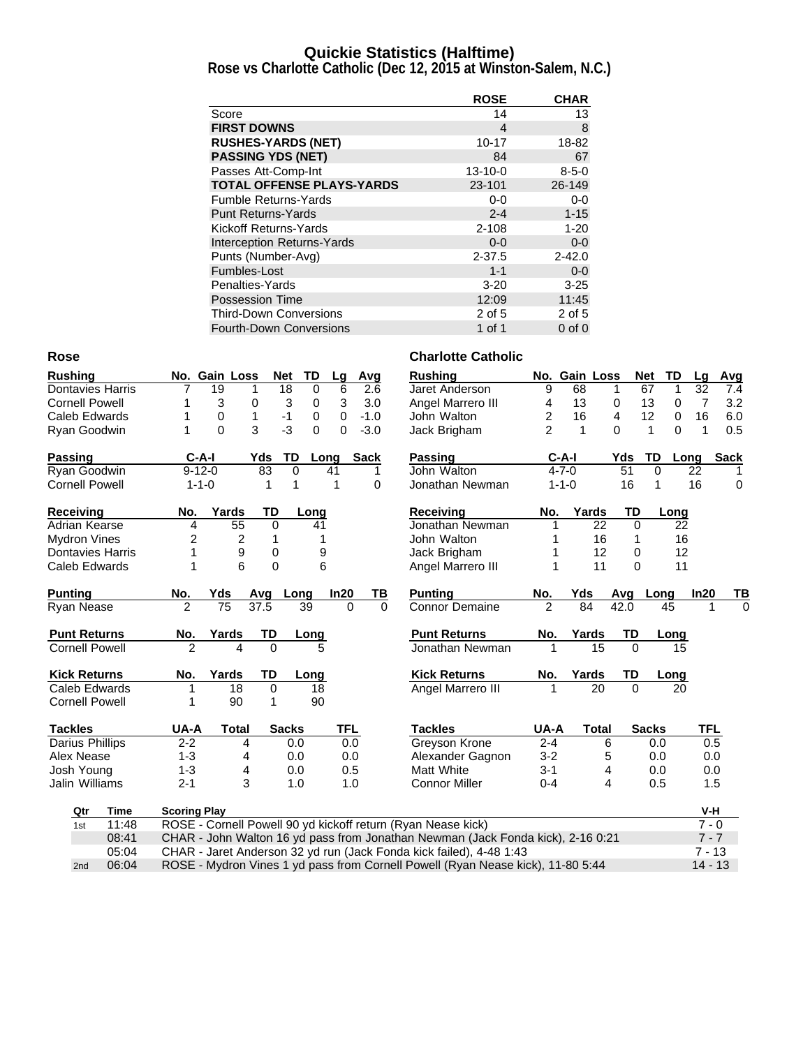# Quickie Statistics (Halftime)

## Rose vs Charlotte Catholic (Dec 12, 2015 at Winston-Salem, N.C.)

| | ROSE | CHAR |
|---|---|---|
| Score | 14 | 13 |
| **FIRST DOWNS** | 4 | 8 |
| **RUSHES-YARDS (NET)** | 10-17 | 18-82 |
| **PASSING YDS (NET)** | 84 | 67 |
| Passes Att-Comp-Int | 13-10-0 | 8-5-0 |
| **TOTAL OFFENSE PLAYS-YARDS** | 23-101 | 26-149 |
| Fumble Returns-Yards | 0-0 | 0-0 |
| Punt Returns-Yards | 2-4 | 1-15 |
| Kickoff Returns-Yards | 2-108 | 1-20 |
| Interception Returns-Yards | 0-0 | 0-0 |
| Punts (Number-Avg) | 2-37.5 | 2-42.0 |
| Fumbles-Lost | 1-1 | 0-0 |
| Penalties-Yards | 3-20 | 3-25 |
| Possession Time | 12:09 | 11:45 |
| Third-Down Conversions | 2 of 5 | 2 of 5 |
| Fourth-Down Conversions | 1 of 1 | 0 of 0 |

### Rose

| Rushing | No. | Gain | Loss | Net | TD | Lg | Avg |
|---|---|---|---|---|---|---|---|
| Dontavies Harris | 7 | 19 | 1 | 18 | 0 | 6 | 2.6 |
| Cornell Powell | 1 | 3 | 0 | 3 | 0 | 3 | 3.0 |
| Caleb Edwards | 1 | 0 | 1 | -1 | 0 | 0 | -1.0 |
| Ryan Goodwin | 1 | 0 | 3 | -3 | 0 | 0 | -3.0 |

| Passing | C-A-I | Yds | TD | Long | Sack |
|---|---|---|---|---|---|
| Ryan Goodwin | 9-12-0 | 83 | 0 | 41 | 1 |
| Cornell Powell | 1-1-0 | 1 | 1 | 1 | 0 |

| Receiving | No. | Yards | TD | Long |
|---|---|---|---|---|
| Adrian Kearse | 4 | 55 | 0 | 41 |
| Mydron Vines | 2 | 2 | 1 | 1 |
| Dontavies Harris | 1 | 9 | 0 | 9 |
| Caleb Edwards | 1 | 6 | 0 | 6 |

| Punting | No. | Yds | Avg | Long | In20 | TB |
|---|---|---|---|---|---|---|
| Ryan Nease | 2 | 75 | 37.5 | 39 | 0 | 0 |

| Punt Returns | No. | Yards | TD | Long |
|---|---|---|---|---|
| Cornell Powell | 2 | 4 | 0 | 5 |

| Kick Returns | No. | Yards | TD | Long |
|---|---|---|---|---|
| Caleb Edwards | 1 | 18 | 0 | 18 |
| Cornell Powell | 1 | 90 | 1 | 90 |

| Tackles | UA-A | Total | Sacks | TFL |
|---|---|---|---|---|
| Darius Phillips | 2-2 | 4 | 0.0 | 0.0 |
| Alex Nease | 1-3 | 4 | 0.0 | 0.0 |
| Josh Young | 1-3 | 4 | 0.0 | 0.5 |
| Jalin Williams | 2-1 | 3 | 1.0 | 1.0 |

### Charlotte Catholic

| Rushing | No. | Gain | Loss | Net | TD | Lg | Avg |
|---|---|---|---|---|---|---|---|
| Jaret Anderson | 9 | 68 | 1 | 67 | 1 | 32 | 7.4 |
| Angel Marrero III | 4 | 13 | 0 | 13 | 0 | 7 | 3.2 |
| John Walton | 2 | 16 | 4 | 12 | 0 | 16 | 6.0 |
| Jack Brigham | 2 | 1 | 0 | 1 | 0 | 1 | 0.5 |

| Passing | C-A-I | Yds | TD | Long | Sack |
|---|---|---|---|---|---|
| John Walton | 4-7-0 | 51 | 0 | 22 | 1 |
| Jonathan Newman | 1-1-0 | 16 | 1 | 16 | 0 |

| Receiving | No. | Yards | TD | Long |
|---|---|---|---|---|
| Jonathan Newman | 1 | 22 | 0 | 22 |
| John Walton | 1 | 16 | 1 | 16 |
| Jack Brigham | 1 | 12 | 0 | 12 |
| Angel Marrero III | 1 | 11 | 0 | 11 |

| Punting | No. | Yds | Avg | Long | In20 | TB |
|---|---|---|---|---|---|---|
| Connor Demaine | 2 | 84 | 42.0 | 45 | 1 | 0 |

| Punt Returns | No. | Yards | TD | Long |
|---|---|---|---|---|
| Jonathan Newman | 1 | 15 | 0 | 15 |

| Kick Returns | No. | Yards | TD | Long |
|---|---|---|---|---|
| Angel Marrero III | 1 | 20 | 0 | 20 |

| Tackles | UA-A | Total | Sacks | TFL |
|---|---|---|---|---|
| Greyson Krone | 2-4 | 6 | 0.0 | 0.5 |
| Alexander Gagnon | 3-2 | 5 | 0.0 | 0.0 |
| Matt White | 3-1 | 4 | 0.0 | 0.0 |
| Connor Miller | 0-4 | 4 | 0.5 | 1.5 |

| Qtr | Time | Scoring Play | V-H |
|---|---|---|---|
| 1st | 11:48 | ROSE - Cornell Powell 90 yd kickoff return (Ryan Nease kick) | 7 - 0 |
| | 08:41 | CHAR - John Walton 16 yd pass from Jonathan Newman (Jack Fonda kick), 2-16 0:21 | 7 - 7 |
| | 05:04 | CHAR - Jaret Anderson 32 yd run (Jack Fonda kick failed), 4-48 1:43 | 7 - 13 |
| 2nd | 06:04 | ROSE - Mydron Vines 1 yd pass from Cornell Powell (Ryan Nease kick), 11-80 5:44 | 14 - 13 |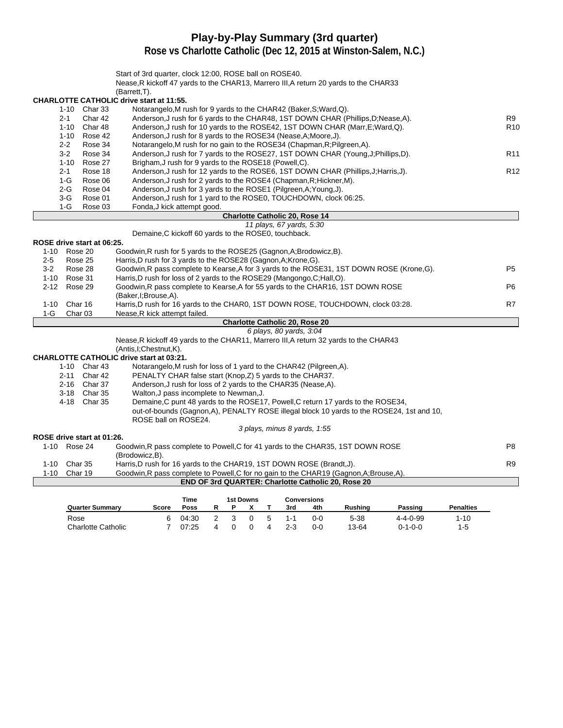# Play-by-Play Summary (3rd quarter)
## Rose vs Charlotte Catholic (Dec 12, 2015 at Winston-Salem, N.C.)

Start of 3rd quarter, clock 12:00, ROSE ball on ROSE40.
Nease,R kickoff 47 yards to the CHAR13, Marrero III,A return 20 yards to the CHAR33 (Barrett,T).

**CHARLOTTE CATHOLIC drive start at 11:55.**

| Down | Spot | Play | |
|---|---|---|---|
| 1-10 | Char 33 | Notarangelo,M rush for 9 yards to the CHAR42 (Baker,S;Ward,Q). | |
| 2-1 | Char 42 | Anderson,J rush for 6 yards to the CHAR48, 1ST DOWN CHAR (Phillips,D;Nease,A). | R9 |
| 1-10 | Char 48 | Anderson,J rush for 10 yards to the ROSE42, 1ST DOWN CHAR (Marr,E;Ward,Q). | R10 |
| 1-10 | Rose 42 | Anderson,J rush for 8 yards to the ROSE34 (Nease,A;Moore,J). | |
| 2-2 | Rose 34 | Notarangelo,M rush for no gain to the ROSE34 (Chapman,R;Pilgreen,A). | |
| 3-2 | Rose 34 | Anderson,J rush for 7 yards to the ROSE27, 1ST DOWN CHAR (Young,J;Phillips,D). | R11 |
| 1-10 | Rose 27 | Brigham,J rush for 9 yards to the ROSE18 (Powell,C). | |
| 2-1 | Rose 18 | Anderson,J rush for 12 yards to the ROSE6, 1ST DOWN CHAR (Phillips,J;Harris,J). | R12 |
| 1-G | Rose 06 | Anderson,J rush for 2 yards to the ROSE4 (Chapman,R;Hickner,M). | |
| 2-G | Rose 04 | Anderson,J rush for 3 yards to the ROSE1 (Pilgreen,A;Young,J). | |
| 3-G | Rose 01 | Anderson,J rush for 1 yard to the ROSE0, TOUCHDOWN, clock 06:25. | |
| 1-G | Rose 03 | Fonda,J kick attempt good. | |

**Charlotte Catholic 20, Rose 14**

*11 plays, 67 yards, 5:30*

Demaine,C kickoff 60 yards to the ROSE0, touchback.

**ROSE drive start at 06:25.**

| Down | Spot | Play | |
|---|---|---|---|
| 1-10 | Rose 20 | Goodwin,R rush for 5 yards to the ROSE25 (Gagnon,A;Brodowicz,B). | |
| 2-5 | Rose 25 | Harris,D rush for 3 yards to the ROSE28 (Gagnon,A;Krone,G). | |
| 3-2 | Rose 28 | Goodwin,R pass complete to Kearse,A for 3 yards to the ROSE31, 1ST DOWN ROSE (Krone,G). | P5 |
| 1-10 | Rose 31 | Harris,D rush for loss of 2 yards to the ROSE29 (Mangongo,C;Hall,O). | |
| 2-12 | Rose 29 | Goodwin,R pass complete to Kearse,A for 55 yards to the CHAR16, 1ST DOWN ROSE (Baker,I;Brouse,A). | P6 |
| 1-10 | Char 16 | Harris,D rush for 16 yards to the CHAR0, 1ST DOWN ROSE, TOUCHDOWN, clock 03:28. | R7 |
| 1-G | Char 03 | Nease,R kick attempt failed. | |

**Charlotte Catholic 20, Rose 20**

*6 plays, 80 yards, 3:04*

Nease,R kickoff 49 yards to the CHAR11, Marrero III,A return 32 yards to the CHAR43 (Antis,I;Chestnut,K).

**CHARLOTTE CATHOLIC drive start at 03:21.**

| Down | Spot | Play |
|---|---|---|
| 1-10 | Char 43 | Notarangelo,M rush for loss of 1 yard to the CHAR42 (Pilgreen,A). |
| 2-11 | Char 42 | PENALTY CHAR false start (Knop,Z) 5 yards to the CHAR37. |
| 2-16 | Char 37 | Anderson,J rush for loss of 2 yards to the CHAR35 (Nease,A). |
| 3-18 | Char 35 | Walton,J pass incomplete to Newman,J. |
| 4-18 | Char 35 | Demaine,C punt 48 yards to the ROSE17, Powell,C return 17 yards to the ROSE34, out-of-bounds (Gagnon,A), PENALTY ROSE illegal block 10 yards to the ROSE24, 1st and 10, ROSE ball on ROSE24. |

*3 plays, minus 8 yards, 1:55*

**ROSE drive start at 01:26.**

| Down | Spot | Play | |
|---|---|---|---|
| 1-10 | Rose 24 | Goodwin,R pass complete to Powell,C for 41 yards to the CHAR35, 1ST DOWN ROSE (Brodowicz,B). | P8 |
| 1-10 | Char 35 | Harris,D rush for 16 yards to the CHAR19, 1ST DOWN ROSE (Brandt,J). | R9 |
| 1-10 | Char 19 | Goodwin,R pass complete to Powell,C for no gain to the CHAR19 (Gagnon,A;Brouse,A). | |

**END OF 3rd QUARTER: Charlotte Catholic 20, Rose 20**

| Quarter Summary | Score | Time Poss | 1st Downs R | P | X | T | Conversions 3rd | 4th | Rushing | Passing | Penalties |
|---|---|---|---|---|---|---|---|---|---|---|---|
| Rose | 6 | 04:30 | 2 | 3 | 0 | 5 | 1-1 | 0-0 | 5-38 | 4-4-0-99 | 1-10 |
| Charlotte Catholic | 7 | 07:25 | 4 | 0 | 0 | 4 | 2-3 | 0-0 | 13-64 | 0-1-0-0 | 1-5 |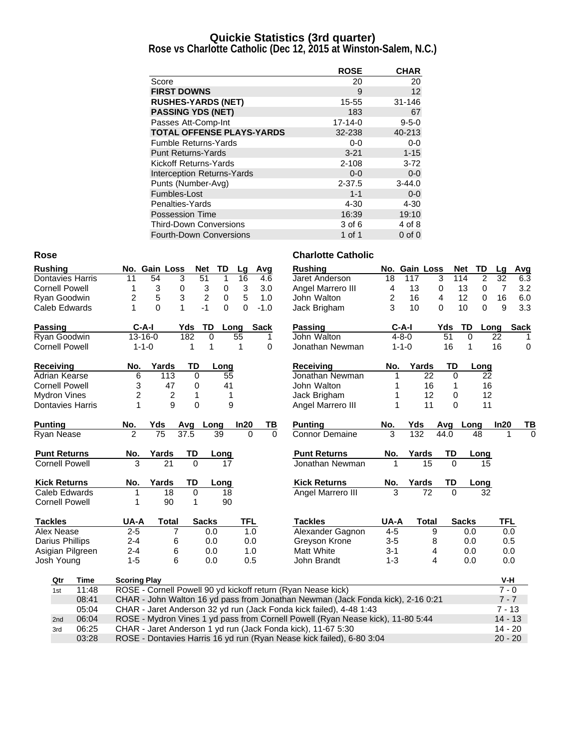# Quickie Statistics (3rd quarter)
## Rose vs Charlotte Catholic (Dec 12, 2015 at Winston-Salem, N.C.)

| | ROSE | CHAR |
|---|---|---|
| Score | 20 | 20 |
| **FIRST DOWNS** | 9 | 12 |
| **RUSHES-YARDS (NET)** | 15-55 | 31-146 |
| **PASSING YDS (NET)** | 183 | 67 |
| Passes Att-Comp-Int | 17-14-0 | 9-5-0 |
| **TOTAL OFFENSE PLAYS-YARDS** | 32-238 | 40-213 |
| Fumble Returns-Yards | 0-0 | 0-0 |
| Punt Returns-Yards | 3-21 | 1-15 |
| Kickoff Returns-Yards | 2-108 | 3-72 |
| Interception Returns-Yards | 0-0 | 0-0 |
| Punts (Number-Avg) | 2-37.5 | 3-44.0 |
| Fumbles-Lost | 1-1 | 0-0 |
| Penalties-Yards | 4-30 | 4-30 |
| Possession Time | 16:39 | 19:10 |
| Third-Down Conversions | 3 of 6 | 4 of 8 |
| Fourth-Down Conversions | 1 of 1 | 0 of 0 |

### Rose

| Rushing | No. | Gain | Loss | Net | TD | Lg | Avg |
|---|---|---|---|---|---|---|---|
| Dontavies Harris | 11 | 54 | 3 | 51 | 1 | 16 | 4.6 |
| Cornell Powell | 1 | 3 | 0 | 3 | 0 | 3 | 3.0 |
| Ryan Goodwin | 2 | 5 | 3 | 2 | 0 | 5 | 1.0 |
| Caleb Edwards | 1 | 0 | 1 | -1 | 0 | 0 | -1.0 |

| Passing | C-A-I | Yds | TD | Long | Sack |
|---|---|---|---|---|---|
| Ryan Goodwin | 13-16-0 | 182 | 0 | 55 | 1 |
| Cornell Powell | 1-1-0 | 1 | 1 | 1 | 0 |

| Receiving | No. | Yards | TD | Long |
|---|---|---|---|---|
| Adrian Kearse | 6 | 113 | 0 | 55 |
| Cornell Powell | 3 | 47 | 0 | 41 |
| Mydron Vines | 2 | 2 | 1 | 1 |
| Dontavies Harris | 1 | 9 | 0 | 9 |

| Punting | No. | Yds | Avg | Long | In20 | TB |
|---|---|---|---|---|---|---|
| Ryan Nease | 2 | 75 | 37.5 | 39 | 0 | 0 |

| Punt Returns | No. | Yards | TD | Long |
|---|---|---|---|---|
| Cornell Powell | 3 | 21 | 0 | 17 |

| Kick Returns | No. | Yards | TD | Long |
|---|---|---|---|---|
| Caleb Edwards | 1 | 18 | 0 | 18 |
| Cornell Powell | 1 | 90 | 1 | 90 |

| Tackles | UA-A | Total | Sacks | TFL |
|---|---|---|---|---|
| Alex Nease | 2-5 | 7 | 0.0 | 1.0 |
| Darius Phillips | 2-4 | 6 | 0.0 | 0.0 |
| Asigian Pilgreen | 2-4 | 6 | 0.0 | 1.0 |
| Josh Young | 1-5 | 6 | 0.0 | 0.5 |

### Charlotte Catholic

| Rushing | No. | Gain | Loss | Net | TD | Lg | Avg |
|---|---|---|---|---|---|---|---|
| Jaret Anderson | 18 | 117 | 3 | 114 | 2 | 32 | 6.3 |
| Angel Marrero III | 4 | 13 | 0 | 13 | 0 | 7 | 3.2 |
| John Walton | 2 | 16 | 4 | 12 | 0 | 16 | 6.0 |
| Jack Brigham | 3 | 10 | 0 | 10 | 0 | 9 | 3.3 |

| Passing | C-A-I | Yds | TD | Long | Sack |
|---|---|---|---|---|---|
| John Walton | 4-8-0 | 51 | 0 | 22 | 1 |
| Jonathan Newman | 1-1-0 | 16 | 1 | 16 | 0 |

| Receiving | No. | Yards | TD | Long |
|---|---|---|---|---|
| Jonathan Newman | 1 | 22 | 0 | 22 |
| John Walton | 1 | 16 | 1 | 16 |
| Jack Brigham | 1 | 12 | 0 | 12 |
| Angel Marrero III | 1 | 11 | 0 | 11 |

| Punting | No. | Yds | Avg | Long | In20 | TB |
|---|---|---|---|---|---|---|
| Connor Demaine | 3 | 132 | 44.0 | 48 | 1 | 0 |

| Punt Returns | No. | Yards | TD | Long |
|---|---|---|---|---|
| Jonathan Newman | 1 | 15 | 0 | 15 |

| Kick Returns | No. | Yards | TD | Long |
|---|---|---|---|---|
| Angel Marrero III | 3 | 72 | 0 | 32 |

| Tackles | UA-A | Total | Sacks | TFL |
|---|---|---|---|---|
| Alexander Gagnon | 4-5 | 9 | 0.0 | 0.0 |
| Greyson Krone | 3-5 | 8 | 0.0 | 0.5 |
| Matt White | 3-1 | 4 | 0.0 | 0.0 |
| John Brandt | 1-3 | 4 | 0.0 | 0.0 |

| Qtr | Time | Scoring Play | V-H |
|---|---|---|---|
| 1st | 11:48 | ROSE - Cornell Powell 90 yd kickoff return (Ryan Nease kick) | 7 - 0 |
| | 08:41 | CHAR - John Walton 16 yd pass from Jonathan Newman (Jack Fonda kick), 2-16 0:21 | 7 - 7 |
| | 05:04 | CHAR - Jaret Anderson 32 yd run (Jack Fonda kick failed), 4-48 1:43 | 7 - 13 |
| 2nd | 06:04 | ROSE - Mydron Vines 1 yd pass from Cornell Powell (Ryan Nease kick), 11-80 5:44 | 14 - 13 |
| 3rd | 06:25 | CHAR - Jaret Anderson 1 yd run (Jack Fonda kick), 11-67 5:30 | 14 - 20 |
| | 03:28 | ROSE - Dontavies Harris 16 yd run (Ryan Nease kick failed), 6-80 3:04 | 20 - 20 |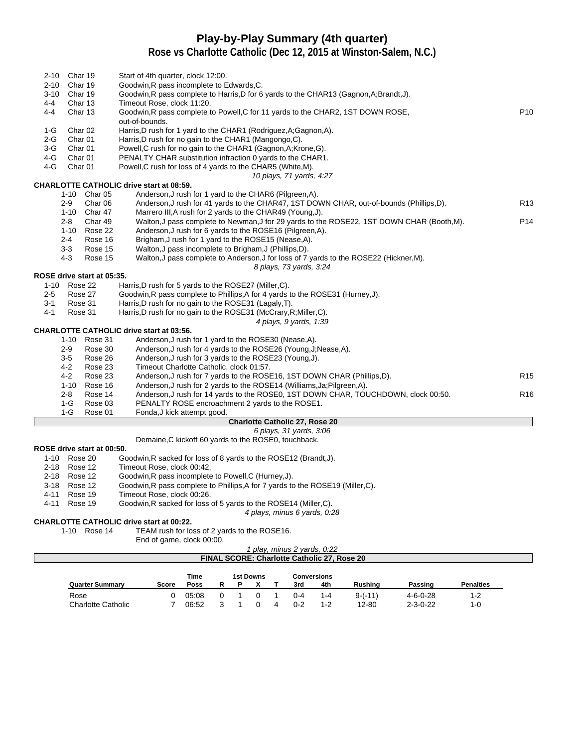# Play-by-Play Summary (4th quarter)

## Rose vs Charlotte Catholic (Dec 12, 2015 at Winston-Salem, N.C.)

| Down | Spot | Play | |
|---|---|---|---|
| 2-10 | Char 19 | Start of 4th quarter, clock 12:00. | |
| 2-10 | Char 19 | Goodwin,R pass incomplete to Edwards,C. | |
| 3-10 | Char 19 | Goodwin,R pass complete to Harris,D for 6 yards to the CHAR13 (Gagnon,A;Brandt,J). | |
| 4-4 | Char 13 | Timeout Rose, clock 11:20. | |
| 4-4 | Char 13 | Goodwin,R pass complete to Powell,C for 11 yards to the CHAR2, 1ST DOWN ROSE, out-of-bounds. | P10 |
| 1-G | Char 02 | Harris,D rush for 1 yard to the CHAR1 (Rodriguez,A;Gagnon,A). | |
| 2-G | Char 01 | Harris,D rush for no gain to the CHAR1 (Mangongo,C). | |
| 3-G | Char 01 | Powell,C rush for no gain to the CHAR1 (Gagnon,A;Krone,G). | |
| 4-G | Char 01 | PENALTY CHAR substitution infraction 0 yards to the CHAR1. | |
| 4-G | Char 01 | Powell,C rush for loss of 4 yards to the CHAR5 (White,M). | |

*10 plays, 71 yards, 4:27*

**CHARLOTTE CATHOLIC drive start at 08:59.**

| Down | Spot | Play | |
|---|---|---|---|
| 1-10 | Char 05 | Anderson,J rush for 1 yard to the CHAR6 (Pilgreen,A). | |
| 2-9 | Char 06 | Anderson,J rush for 41 yards to the CHAR47, 1ST DOWN CHAR, out-of-bounds (Phillips,D). | R13 |
| 1-10 | Char 47 | Marrero III,A rush for 2 yards to the CHAR49 (Young,J). | |
| 2-8 | Char 49 | Walton,J pass complete to Newman,J for 29 yards to the ROSE22, 1ST DOWN CHAR (Booth,M). | P14 |
| 1-10 | Rose 22 | Anderson,J rush for 6 yards to the ROSE16 (Pilgreen,A). | |
| 2-4 | Rose 16 | Brigham,J rush for 1 yard to the ROSE15 (Nease,A). | |
| 3-3 | Rose 15 | Walton,J pass incomplete to Brigham,J (Phillips,D). | |
| 4-3 | Rose 15 | Walton,J pass complete to Anderson,J for loss of 7 yards to the ROSE22 (Hickner,M). | |

*8 plays, 73 yards, 3:24*

**ROSE drive start at 05:35.**

| Down | Spot | Play |
|---|---|---|
| 1-10 | Rose 22 | Harris,D rush for 5 yards to the ROSE27 (Miller,C). |
| 2-5 | Rose 27 | Goodwin,R pass complete to Phillips,A for 4 yards to the ROSE31 (Hurney,J). |
| 3-1 | Rose 31 | Harris,D rush for no gain to the ROSE31 (Lagaly,T). |
| 4-1 | Rose 31 | Harris,D rush for no gain to the ROSE31 (McCrary,R;Miller,C). |

*4 plays, 9 yards, 1:39*

**CHARLOTTE CATHOLIC drive start at 03:56.**

| Down | Spot | Play | |
|---|---|---|---|
| 1-10 | Rose 31 | Anderson,J rush for 1 yard to the ROSE30 (Nease,A). | |
| 2-9 | Rose 30 | Anderson,J rush for 4 yards to the ROSE26 (Young,J;Nease,A). | |
| 3-5 | Rose 26 | Anderson,J rush for 3 yards to the ROSE23 (Young,J). | |
| 4-2 | Rose 23 | Timeout Charlotte Catholic, clock 01:57. | |
| 4-2 | Rose 23 | Anderson,J rush for 7 yards to the ROSE16, 1ST DOWN CHAR (Phillips,D). | R15 |
| 1-10 | Rose 16 | Anderson,J rush for 2 yards to the ROSE14 (Williams,Ja;Pilgreen,A). | |
| 2-8 | Rose 14 | Anderson,J rush for 14 yards to the ROSE0, 1ST DOWN CHAR, TOUCHDOWN, clock 00:50. | R16 |
| 1-G | Rose 03 | PENALTY ROSE encroachment 2 yards to the ROSE1. | |
| 1-G | Rose 01 | Fonda,J kick attempt good. | |

**Charlotte Catholic 27, Rose 20**

*6 plays, 31 yards, 3:06*

Demaine,C kickoff 60 yards to the ROSE0, touchback.

**ROSE drive start at 00:50.**

| Down | Spot | Play |
|---|---|---|
| 1-10 | Rose 20 | Goodwin,R sacked for loss of 8 yards to the ROSE12 (Brandt,J). |
| 2-18 | Rose 12 | Timeout Rose, clock 00:42. |
| 2-18 | Rose 12 | Goodwin,R pass incomplete to Powell,C (Hurney,J). |
| 3-18 | Rose 12 | Goodwin,R pass complete to Phillips,A for 7 yards to the ROSE19 (Miller,C). |
| 4-11 | Rose 19 | Timeout Rose, clock 00:26. |
| 4-11 | Rose 19 | Goodwin,R sacked for loss of 5 yards to the ROSE14 (Miller,C). |

*4 plays, minus 6 yards, 0:28*

**CHARLOTTE CATHOLIC drive start at 00:22.**

| Down | Spot | Play |
|---|---|---|
| 1-10 | Rose 14 | TEAM rush for loss of 2 yards to the ROSE16. |
| | | End of game, clock 00:00. |

*1 play, minus 2 yards, 0:22*

**FINAL SCORE: Charlotte Catholic 27, Rose 20**

| Quarter Summary | Score | Time Poss | 1st Downs R | 1st Downs P | 1st Downs X | 1st Downs T | Conversions 3rd | Conversions 4th | Rushing | Passing | Penalties |
|---|---|---|---|---|---|---|---|---|---|---|---|
| Rose | 0 | 05:08 | 0 | 1 | 0 | 1 | 0-4 | 1-4 | 9-(-11) | 4-6-0-28 | 1-2 |
| Charlotte Catholic | 7 | 06:52 | 3 | 1 | 0 | 4 | 0-2 | 1-2 | 12-80 | 2-3-0-22 | 1-0 |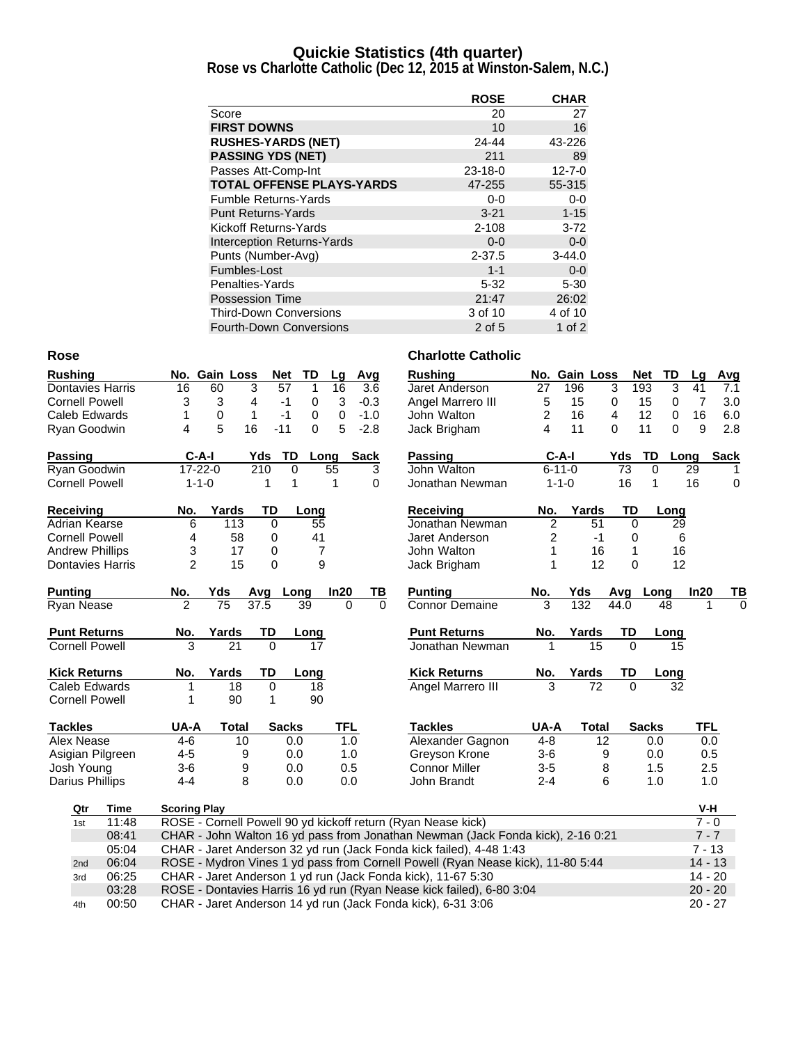# Quickie Statistics (4th quarter)
## Rose vs Charlotte Catholic (Dec 12, 2015 at Winston-Salem, N.C.)

| | ROSE | CHAR |
|---|---|---|
| Score | 20 | 27 |
| **FIRST DOWNS** | 10 | 16 |
| **RUSHES-YARDS (NET)** | 24-44 | 43-226 |
| **PASSING YDS (NET)** | 211 | 89 |
| Passes Att-Comp-Int | 23-18-0 | 12-7-0 |
| **TOTAL OFFENSE PLAYS-YARDS** | 47-255 | 55-315 |
| Fumble Returns-Yards | 0-0 | 0-0 |
| Punt Returns-Yards | 3-21 | 1-15 |
| Kickoff Returns-Yards | 2-108 | 3-72 |
| Interception Returns-Yards | 0-0 | 0-0 |
| Punts (Number-Avg) | 2-37.5 | 3-44.0 |
| Fumbles-Lost | 1-1 | 0-0 |
| Penalties-Yards | 5-32 | 5-30 |
| Possession Time | 21:47 | 26:02 |
| Third-Down Conversions | 3 of 10 | 4 of 10 |
| Fourth-Down Conversions | 2 of 5 | 1 of 2 |

### Rose

| Rushing | No. | Gain | Loss | Net | TD | Lg | Avg |
|---|---|---|---|---|---|---|---|
| Dontavies Harris | 16 | 60 | 3 | 57 | 1 | 16 | 3.6 |
| Cornell Powell | 3 | 3 | 4 | -1 | 0 | 3 | -0.3 |
| Caleb Edwards | 1 | 0 | 1 | -1 | 0 | 0 | -1.0 |
| Ryan Goodwin | 4 | 5 | 16 | -11 | 0 | 5 | -2.8 |

| Passing | C-A-I | Yds | TD | Long | Sack |
|---|---|---|---|---|---|
| Ryan Goodwin | 17-22-0 | 210 | 0 | 55 | 3 |
| Cornell Powell | 1-1-0 | 1 | 1 | 1 | 0 |

| Receiving | No. | Yards | TD | Long |
|---|---|---|---|---|
| Adrian Kearse | 6 | 113 | 0 | 55 |
| Cornell Powell | 4 | 58 | 0 | 41 |
| Andrew Phillips | 3 | 17 | 0 | 7 |
| Dontavies Harris | 2 | 15 | 0 | 9 |

| Punting | No. | Yds | Avg | Long | In20 | TB |
|---|---|---|---|---|---|---|
| Ryan Nease | 2 | 75 | 37.5 | 39 | 0 | 0 |

| Punt Returns | No. | Yards | TD | Long |
|---|---|---|---|---|
| Cornell Powell | 3 | 21 | 0 | 17 |

| Kick Returns | No. | Yards | TD | Long |
|---|---|---|---|---|
| Caleb Edwards | 1 | 18 | 0 | 18 |
| Cornell Powell | 1 | 90 | 1 | 90 |

| Tackles | UA-A | Total | Sacks | TFL |
|---|---|---|---|---|
| Alex Nease | 4-6 | 10 | 0.0 | 1.0 |
| Asigian Pilgreen | 4-5 | 9 | 0.0 | 1.0 |
| Josh Young | 3-6 | 9 | 0.0 | 0.5 |
| Darius Phillips | 4-4 | 8 | 0.0 | 0.0 |

### Charlotte Catholic

| Rushing | No. | Gain | Loss | Net | TD | Lg | Avg |
|---|---|---|---|---|---|---|---|
| Jaret Anderson | 27 | 196 | 3 | 193 | 3 | 41 | 7.1 |
| Angel Marrero III | 5 | 15 | 0 | 15 | 0 | 7 | 3.0 |
| John Walton | 2 | 16 | 4 | 12 | 0 | 16 | 6.0 |
| Jack Brigham | 4 | 11 | 0 | 11 | 0 | 9 | 2.8 |

| Passing | C-A-I | Yds | TD | Long | Sack |
|---|---|---|---|---|---|
| John Walton | 6-11-0 | 73 | 0 | 29 | 1 |
| Jonathan Newman | 1-1-0 | 16 | 1 | 16 | 0 |

| Receiving | No. | Yards | TD | Long |
|---|---|---|---|---|
| Jonathan Newman | 2 | 51 | 0 | 29 |
| Jaret Anderson | 2 | -1 | 0 | 6 |
| John Walton | 1 | 16 | 1 | 16 |
| Jack Brigham | 1 | 12 | 0 | 12 |

| Punting | No. | Yds | Avg | Long | In20 | TB |
|---|---|---|---|---|---|---|
| Connor Demaine | 3 | 132 | 44.0 | 48 | 1 | 0 |

| Punt Returns | No. | Yards | TD | Long |
|---|---|---|---|---|
| Jonathan Newman | 1 | 15 | 0 | 15 |

| Kick Returns | No. | Yards | TD | Long |
|---|---|---|---|---|
| Angel Marrero III | 3 | 72 | 0 | 32 |

| Tackles | UA-A | Total | Sacks | TFL |
|---|---|---|---|---|
| Alexander Gagnon | 4-8 | 12 | 0.0 | 0.0 |
| Greyson Krone | 3-6 | 9 | 0.0 | 0.5 |
| Connor Miller | 3-5 | 8 | 1.5 | 2.5 |
| John Brandt | 2-4 | 6 | 1.0 | 1.0 |

### Scoring Play

| Qtr | Time | Scoring Play | V-H |
|---|---|---|---|
| 1st | 11:48 | ROSE - Cornell Powell 90 yd kickoff return (Ryan Nease kick) | 7 - 0 |
| | 08:41 | CHAR - John Walton 16 yd pass from Jonathan Newman (Jack Fonda kick), 2-16 0:21 | 7 - 7 |
| | 05:04 | CHAR - Jaret Anderson 32 yd run (Jack Fonda kick failed), 4-48 1:43 | 7 - 13 |
| 2nd | 06:04 | ROSE - Mydron Vines 1 yd pass from Cornell Powell (Ryan Nease kick), 11-80 5:44 | 14 - 13 |
| 3rd | 06:25 | CHAR - Jaret Anderson 1 yd run (Jack Fonda kick), 11-67 5:30 | 14 - 20 |
| | 03:28 | ROSE - Dontavies Harris 16 yd run (Ryan Nease kick failed), 6-80 3:04 | 20 - 20 |
| 4th | 00:50 | CHAR - Jaret Anderson 14 yd run (Jack Fonda kick), 6-31 3:06 | 20 - 27 |